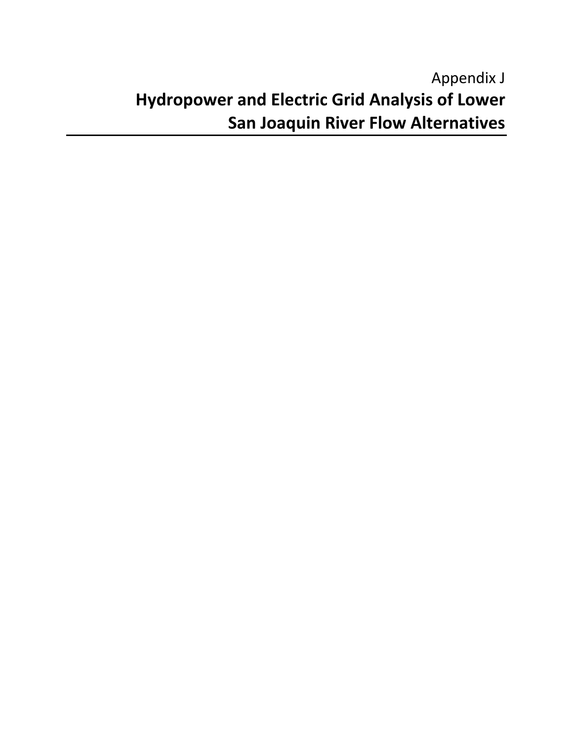Appendix J

# Hydropower and Electric Grid Analysis of Lower San Joaquin River Flow Alternatives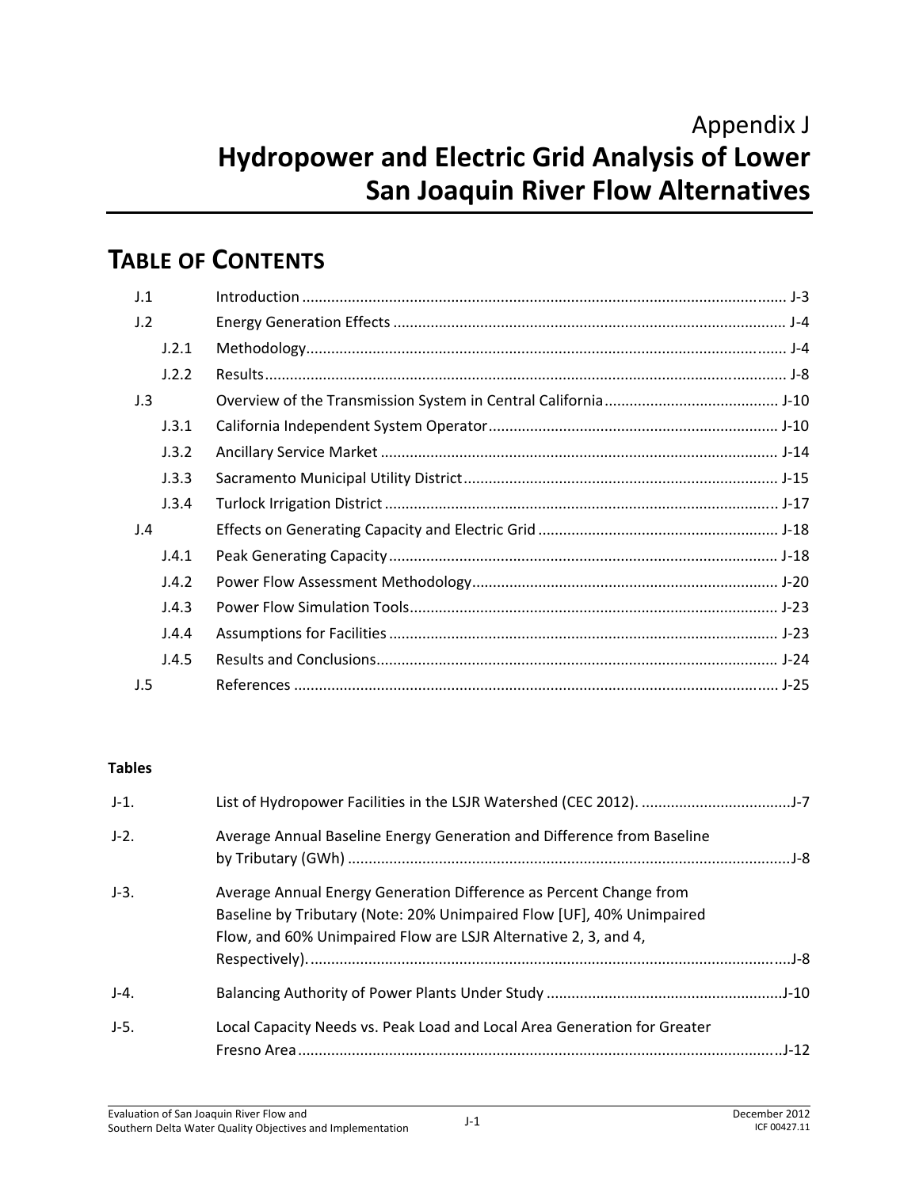# Appendix J
# Hydropower and Electric Grid Analysis of Lower San Joaquin River Flow Alternatives

## TABLE OF CONTENTS

| | | |
|---|---|---|
| J.1 | Introduction | J-3 |
| J.2 | Energy Generation Effects | J-4 |
| J.2.1 | Methodology | J-4 |
| J.2.2 | Results | J-8 |
| J.3 | Overview of the Transmission System in Central California | J-10 |
| J.3.1 | California Independent System Operator | J-10 |
| J.3.2 | Ancillary Service Market | J-14 |
| J.3.3 | Sacramento Municipal Utility District | J-15 |
| J.3.4 | Turlock Irrigation District | J-17 |
| J.4 | Effects on Generating Capacity and Electric Grid | J-18 |
| J.4.1 | Peak Generating Capacity | J-18 |
| J.4.2 | Power Flow Assessment Methodology | J-20 |
| J.4.3 | Power Flow Simulation Tools | J-23 |
| J.4.4 | Assumptions for Facilities | J-23 |
| J.4.5 | Results and Conclusions | J-24 |
| J.5 | References | J-25 |

**Tables**

| | | |
|---|---|---|
| J-1. | List of Hydropower Facilities in the LSJR Watershed (CEC 2012). | J-7 |
| J-2. | Average Annual Baseline Energy Generation and Difference from Baseline by Tributary (GWh) | J-8 |
| J-3. | Average Annual Energy Generation Difference as Percent Change from Baseline by Tributary (Note: 20% Unimpaired Flow [UF], 40% Unimpaired Flow, and 60% Unimpaired Flow are LSJR Alternative 2, 3, and 4, Respectively). | J-8 |
| J-4. | Balancing Authority of Power Plants Under Study | J-10 |
| J-5. | Local Capacity Needs vs. Peak Load and Local Area Generation for Greater Fresno Area | J-12 |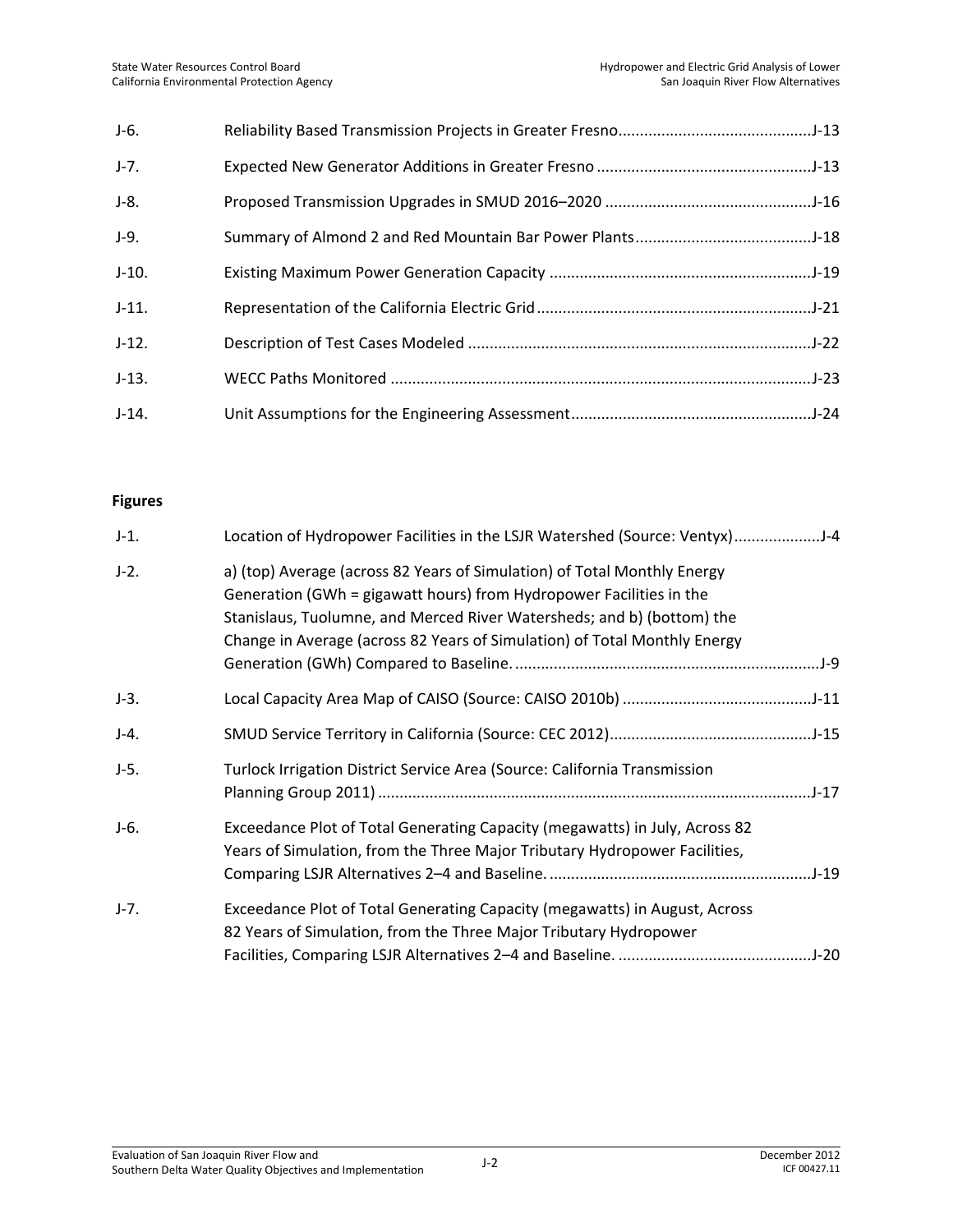| | | |
|---|---|---|
| J-6. | Reliability Based Transmission Projects in Greater Fresno | J-13 |
| J-7. | Expected New Generator Additions in Greater Fresno | J-13 |
| J-8. | Proposed Transmission Upgrades in SMUD 2016–2020 | J-16 |
| J-9. | Summary of Almond 2 and Red Mountain Bar Power Plants | J-18 |
| J-10. | Existing Maximum Power Generation Capacity | J-19 |
| J-11. | Representation of the California Electric Grid | J-21 |
| J-12. | Description of Test Cases Modeled | J-22 |
| J-13. | WECC Paths Monitored | J-23 |
| J-14. | Unit Assumptions for the Engineering Assessment | J-24 |

**Figures**

| | | |
|---|---|---|
| J-1. | Location of Hydropower Facilities in the LSJR Watershed (Source: Ventyx) | J-4 |
| J-2. | a) (top) Average (across 82 Years of Simulation) of Total Monthly Energy Generation (GWh = gigawatt hours) from Hydropower Facilities in the Stanislaus, Tuolumne, and Merced River Watersheds; and b) (bottom) the Change in Average (across 82 Years of Simulation) of Total Monthly Energy Generation (GWh) Compared to Baseline. | J-9 |
| J-3. | Local Capacity Area Map of CAISO (Source: CAISO 2010b) | J-11 |
| J-4. | SMUD Service Territory in California (Source: CEC 2012) | J-15 |
| J-5. | Turlock Irrigation District Service Area (Source: California Transmission Planning Group 2011) | J-17 |
| J-6. | Exceedance Plot of Total Generating Capacity (megawatts) in July, Across 82 Years of Simulation, from the Three Major Tributary Hydropower Facilities, Comparing LSJR Alternatives 2–4 and Baseline. | J-19 |
| J-7. | Exceedance Plot of Total Generating Capacity (megawatts) in August, Across 82 Years of Simulation, from the Three Major Tributary Hydropower Facilities, Comparing LSJR Alternatives 2–4 and Baseline. | J-20 |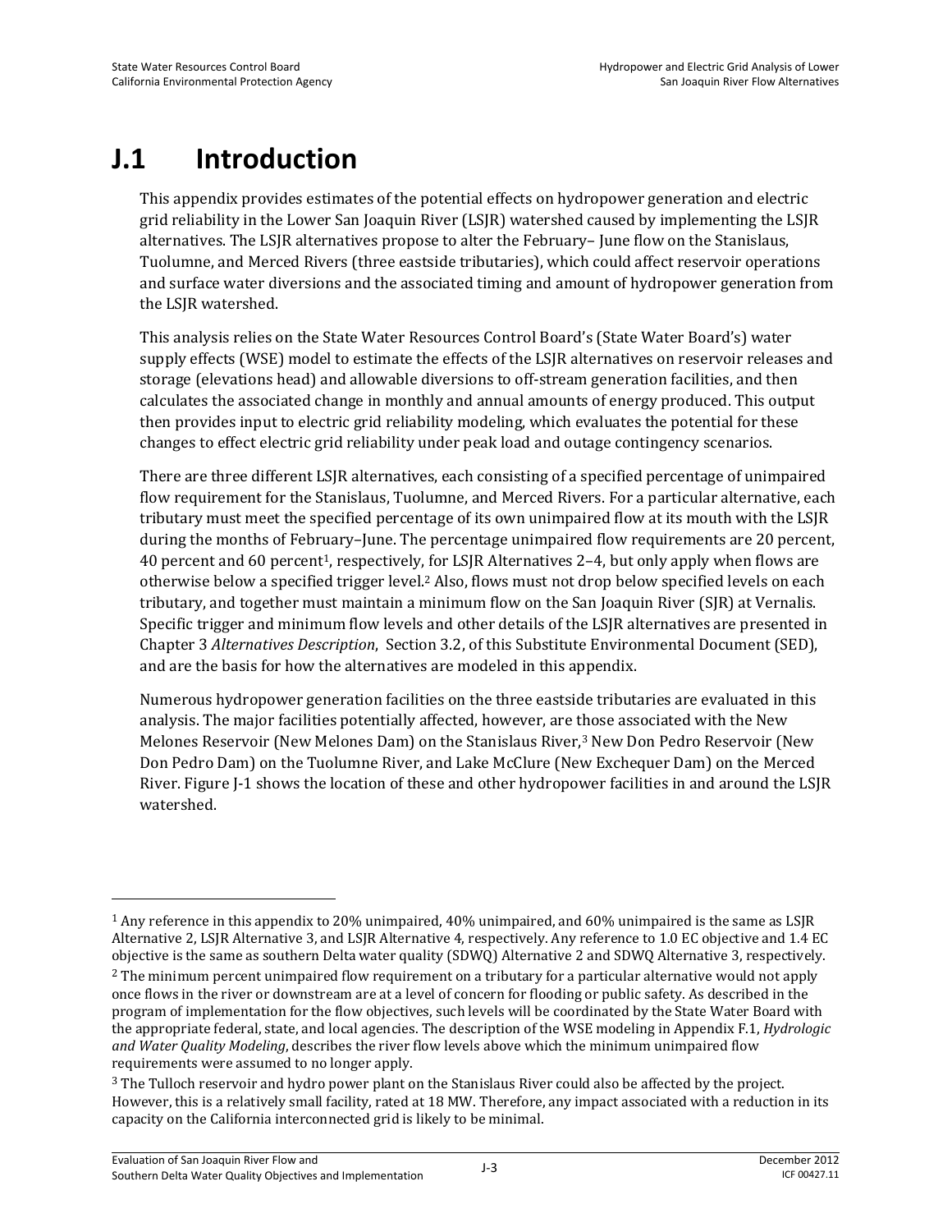# J.1 Introduction

This appendix provides estimates of the potential effects on hydropower generation and electric grid reliability in the Lower San Joaquin River (LSJR) watershed caused by implementing the LSJR alternatives. The LSJR alternatives propose to alter the February– June flow on the Stanislaus, Tuolumne, and Merced Rivers (three eastside tributaries), which could affect reservoir operations and surface water diversions and the associated timing and amount of hydropower generation from the LSJR watershed.

This analysis relies on the State Water Resources Control Board's (State Water Board's) water supply effects (WSE) model to estimate the effects of the LSJR alternatives on reservoir releases and storage (elevations head) and allowable diversions to off-stream generation facilities, and then calculates the associated change in monthly and annual amounts of energy produced. This output then provides input to electric grid reliability modeling, which evaluates the potential for these changes to effect electric grid reliability under peak load and outage contingency scenarios.

There are three different LSJR alternatives, each consisting of a specified percentage of unimpaired flow requirement for the Stanislaus, Tuolumne, and Merced Rivers. For a particular alternative, each tributary must meet the specified percentage of its own unimpaired flow at its mouth with the LSJR during the months of February–June. The percentage unimpaired flow requirements are 20 percent, 40 percent and 60 percent[1], respectively, for LSJR Alternatives 2–4, but only apply when flows are otherwise below a specified trigger level.[2] Also, flows must not drop below specified levels on each tributary, and together must maintain a minimum flow on the San Joaquin River (SJR) at Vernalis. Specific trigger and minimum flow levels and other details of the LSJR alternatives are presented in Chapter 3 *Alternatives Description*, Section 3.2, of this Substitute Environmental Document (SED), and are the basis for how the alternatives are modeled in this appendix.

Numerous hydropower generation facilities on the three eastside tributaries are evaluated in this analysis. The major facilities potentially affected, however, are those associated with the New Melones Reservoir (New Melones Dam) on the Stanislaus River,[3] New Don Pedro Reservoir (New Don Pedro Dam) on the Tuolumne River, and Lake McClure (New Exchequer Dam) on the Merced River. Figure J-1 shows the location of these and other hydropower facilities in and around the LSJR watershed.

---

[1] Any reference in this appendix to 20% unimpaired, 40% unimpaired, and 60% unimpaired is the same as LSJR Alternative 2, LSJR Alternative 3, and LSJR Alternative 4, respectively. Any reference to 1.0 EC objective and 1.4 EC objective is the same as southern Delta water quality (SDWQ) Alternative 2 and SDWQ Alternative 3, respectively.

[2] The minimum percent unimpaired flow requirement on a tributary for a particular alternative would not apply once flows in the river or downstream are at a level of concern for flooding or public safety. As described in the program of implementation for the flow objectives, such levels will be coordinated by the State Water Board with the appropriate federal, state, and local agencies. The description of the WSE modeling in Appendix F.1, *Hydrologic and Water Quality Modeling*, describes the river flow levels above which the minimum unimpaired flow requirements were assumed to no longer apply.

[3] The Tulloch reservoir and hydro power plant on the Stanislaus River could also be affected by the project. However, this is a relatively small facility, rated at 18 MW. Therefore, any impact associated with a reduction in its capacity on the California interconnected grid is likely to be minimal.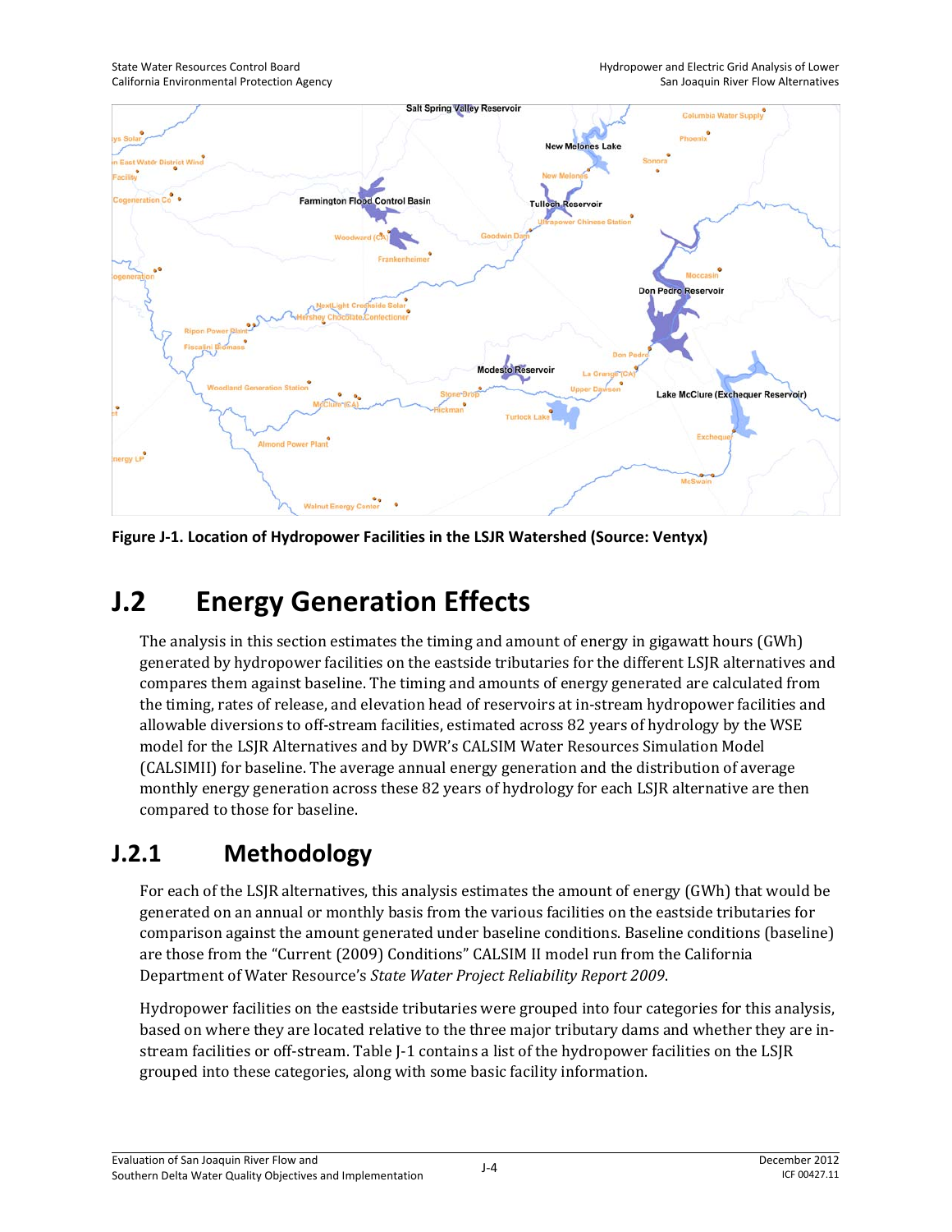**Figure J-1. Location of Hydropower Facilities in the LSJR Watershed (Source: Ventyx)**

# J.2 Energy Generation Effects

The analysis in this section estimates the timing and amount of energy in gigawatt hours (GWh) generated by hydropower facilities on the eastside tributaries for the different LSJR alternatives and compares them against baseline. The timing and amounts of energy generated are calculated from the timing, rates of release, and elevation head of reservoirs at in-stream hydropower facilities and allowable diversions to off-stream facilities, estimated across 82 years of hydrology by the WSE model for the LSJR Alternatives and by DWR's CALSIM Water Resources Simulation Model (CALSIMII) for baseline. The average annual energy generation and the distribution of average monthly energy generation across these 82 years of hydrology for each LSJR alternative are then compared to those for baseline.

## J.2.1 Methodology

For each of the LSJR alternatives, this analysis estimates the amount of energy (GWh) that would be generated on an annual or monthly basis from the various facilities on the eastside tributaries for comparison against the amount generated under baseline conditions. Baseline conditions (baseline) are those from the "Current (2009) Conditions" CALSIM II model run from the California Department of Water Resource's *State Water Project Reliability Report 2009*.

Hydropower facilities on the eastside tributaries were grouped into four categories for this analysis, based on where they are located relative to the three major tributary dams and whether they are in-stream facilities or off-stream. Table J-1 contains a list of the hydropower facilities on the LSJR grouped into these categories, along with some basic facility information.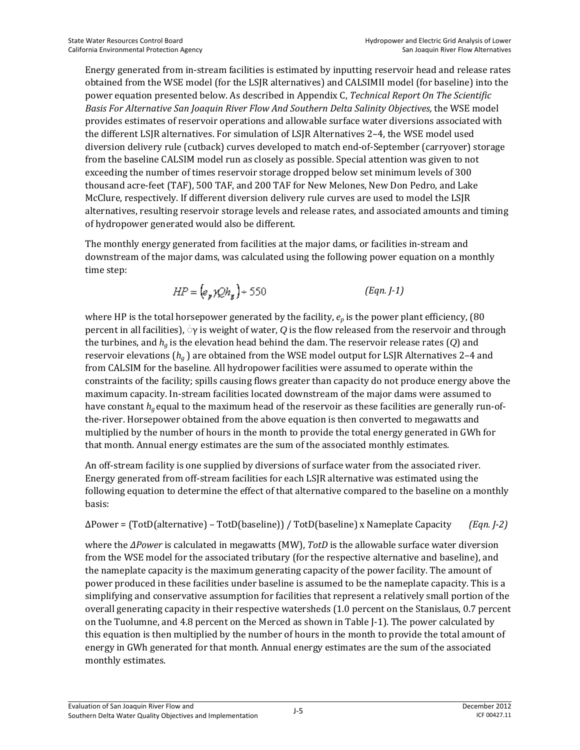Energy generated from in-stream facilities is estimated by inputting reservoir head and release rates obtained from the WSE model (for the LSJR alternatives) and CALSIMII model (for baseline) into the power equation presented below. As described in Appendix C, *Technical Report On The Scientific Basis For Alternative San Joaquin River Flow And Southern Delta Salinity Objectives,* the WSE model provides estimates of reservoir operations and allowable surface water diversions associated with the different LSJR alternatives. For simulation of LSJR Alternatives 2–4, the WSE model used diversion delivery rule (cutback) curves developed to match end-of-September (carryover) storage from the baseline CALSIM model run as closely as possible. Special attention was given to not exceeding the number of times reservoir storage dropped below set minimum levels of 300 thousand acre-feet (TAF), 500 TAF, and 200 TAF for New Melones, New Don Pedro, and Lake McClure, respectively. If different diversion delivery rule curves are used to model the LSJR alternatives, resulting reservoir storage levels and release rates, and associated amounts and timing of hydropower generated would also be different.

The monthly energy generated from facilities at the major dams, or facilities in-stream and downstream of the major dams, was calculated using the following power equation on a monthly time step:

$$HP = \left(e_p \gamma Q h_g\right) \div 550 \qquad \textit{(Eqn. J-1)}$$

where HP is the total horsepower generated by the facility, $e_p$ is the power plant efficiency, (80 percent in all facilities), $\gamma$ is weight of water, $Q$ is the flow released from the reservoir and through the turbines, and $h_g$ is the elevation head behind the dam. The reservoir release rates ($Q$) and reservoir elevations ($h_g$) are obtained from the WSE model output for LSJR Alternatives 2–4 and from CALSIM for the baseline. All hydropower facilities were assumed to operate within the constraints of the facility; spills causing flows greater than capacity do not produce energy above the maximum capacity. In-stream facilities located downstream of the major dams were assumed to have constant $h_g$ equal to the maximum head of the reservoir as these facilities are generally run-of-the-river. Horsepower obtained from the above equation is then converted to megawatts and multiplied by the number of hours in the month to provide the total energy generated in GWh for that month. Annual energy estimates are the sum of the associated monthly estimates.

An off-stream facility is one supplied by diversions of surface water from the associated river. Energy generated from off-stream facilities for each LSJR alternative was estimated using the following equation to determine the effect of that alternative compared to the baseline on a monthly basis:

$$\Delta\text{Power} = (\text{TotD(alternative)} - \text{TotD(baseline)}) \,/\, \text{TotD(baseline)} \times \text{Nameplate Capacity} \qquad \textit{(Eqn. J-2)}$$

where the *ΔPower* is calculated in megawatts (MW), *TotD* is the allowable surface water diversion from the WSE model for the associated tributary (for the respective alternative and baseline), and the nameplate capacity is the maximum generating capacity of the power facility. The amount of power produced in these facilities under baseline is assumed to be the nameplate capacity. This is a simplifying and conservative assumption for facilities that represent a relatively small portion of the overall generating capacity in their respective watersheds (1.0 percent on the Stanislaus, 0.7 percent on the Tuolumne, and 4.8 percent on the Merced as shown in Table J-1). The power calculated by this equation is then multiplied by the number of hours in the month to provide the total amount of energy in GWh generated for that month. Annual energy estimates are the sum of the associated monthly estimates.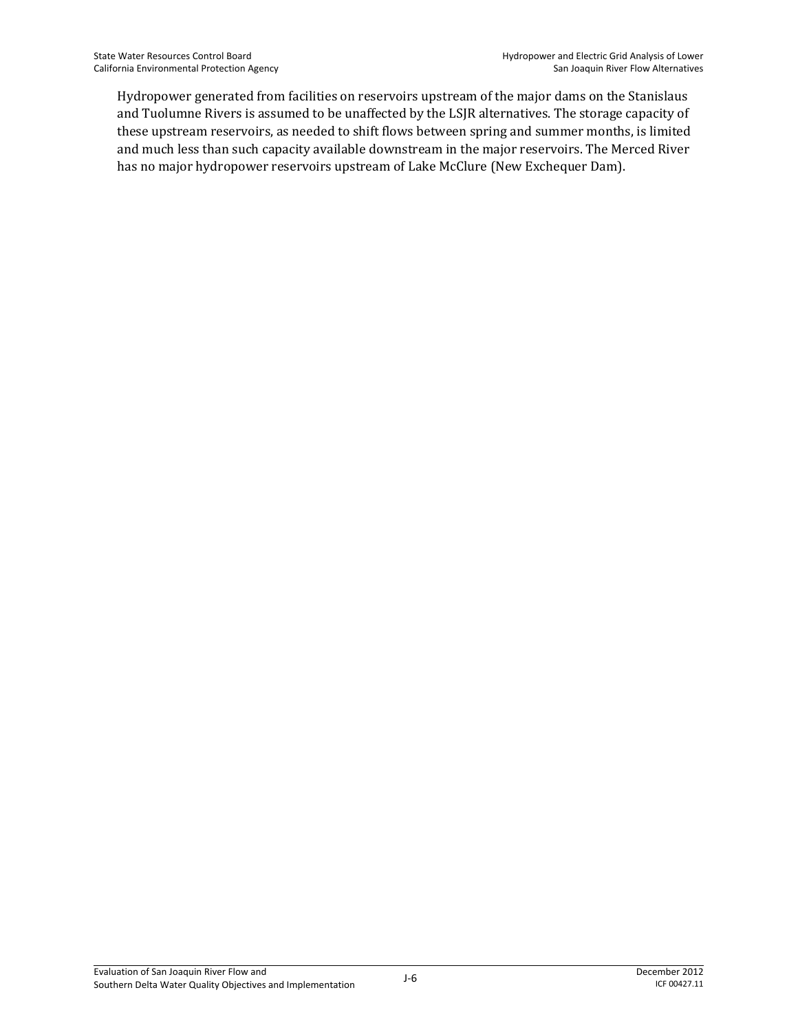Hydropower generated from facilities on reservoirs upstream of the major dams on the Stanislaus and Tuolumne Rivers is assumed to be unaffected by the LSJR alternatives. The storage capacity of these upstream reservoirs, as needed to shift flows between spring and summer months, is limited and much less than such capacity available downstream in the major reservoirs. The Merced River has no major hydropower reservoirs upstream of Lake McClure (New Exchequer Dam).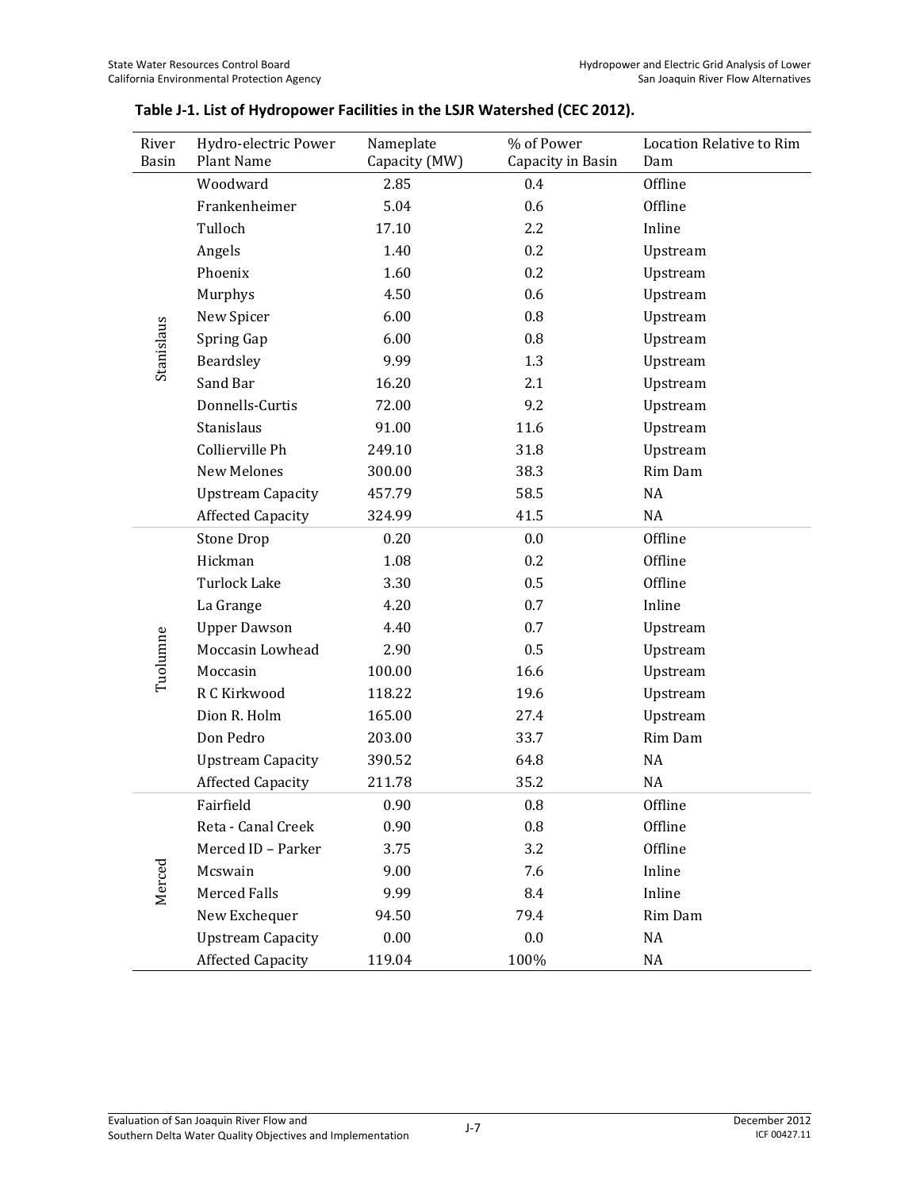**Table J-1. List of Hydropower Facilities in the LSJR Watershed (CEC 2012).**

| River Basin | Hydro-electric Power Plant Name | Nameplate Capacity (MW) | % of Power Capacity in Basin | Location Relative to Rim Dam |
|---|---|---|---|---|
| Stanislaus | Woodward | 2.85 | 0.4 | Offline |
| | Frankenheimer | 5.04 | 0.6 | Offline |
| | Tulloch | 17.10 | 2.2 | Inline |
| | Angels | 1.40 | 0.2 | Upstream |
| | Phoenix | 1.60 | 0.2 | Upstream |
| | Murphys | 4.50 | 0.6 | Upstream |
| | New Spicer | 6.00 | 0.8 | Upstream |
| | Spring Gap | 6.00 | 0.8 | Upstream |
| | Beardsley | 9.99 | 1.3 | Upstream |
| | Sand Bar | 16.20 | 2.1 | Upstream |
| | Donnells-Curtis | 72.00 | 9.2 | Upstream |
| | Stanislaus | 91.00 | 11.6 | Upstream |
| | Collierville Ph | 249.10 | 31.8 | Upstream |
| | New Melones | 300.00 | 38.3 | Rim Dam |
| | Upstream Capacity | 457.79 | 58.5 | NA |
| | Affected Capacity | 324.99 | 41.5 | NA |
| Tuolumne | Stone Drop | 0.20 | 0.0 | Offline |
| | Hickman | 1.08 | 0.2 | Offline |
| | Turlock Lake | 3.30 | 0.5 | Offline |
| | La Grange | 4.20 | 0.7 | Inline |
| | Upper Dawson | 4.40 | 0.7 | Upstream |
| | Moccasin Lowhead | 2.90 | 0.5 | Upstream |
| | Moccasin | 100.00 | 16.6 | Upstream |
| | R C Kirkwood | 118.22 | 19.6 | Upstream |
| | Dion R. Holm | 165.00 | 27.4 | Upstream |
| | Don Pedro | 203.00 | 33.7 | Rim Dam |
| | Upstream Capacity | 390.52 | 64.8 | NA |
| | Affected Capacity | 211.78 | 35.2 | NA |
| Merced | Fairfield | 0.90 | 0.8 | Offline |
| | Reta - Canal Creek | 0.90 | 0.8 | Offline |
| | Merced ID – Parker | 3.75 | 3.2 | Offline |
| | Mcswain | 9.00 | 7.6 | Inline |
| | Merced Falls | 9.99 | 8.4 | Inline |
| | New Exchequer | 94.50 | 79.4 | Rim Dam |
| | Upstream Capacity | 0.00 | 0.0 | NA |
| | Affected Capacity | 119.04 | 100% | NA |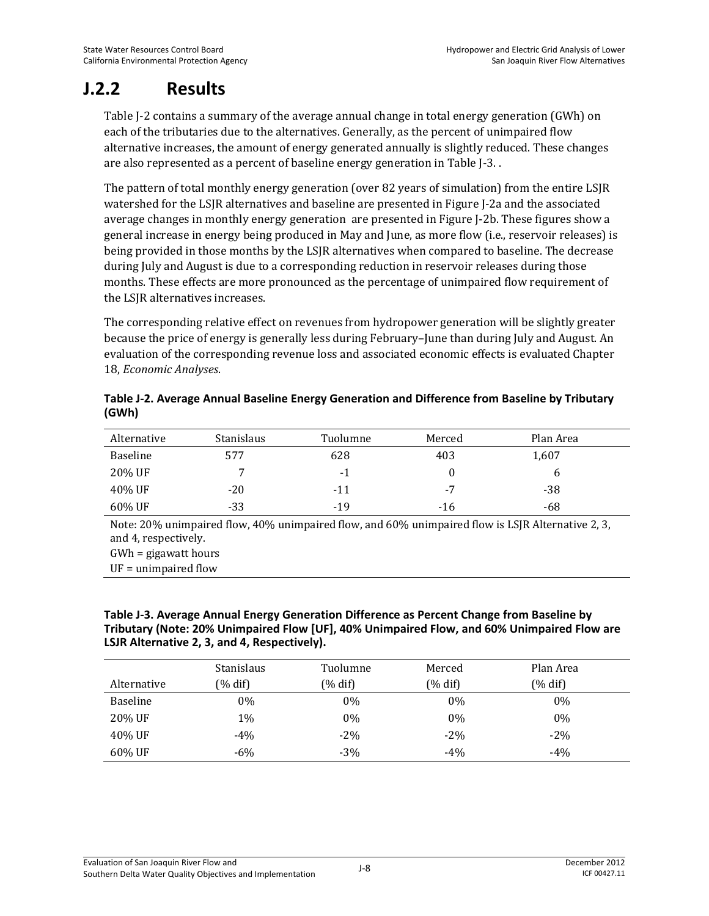## J.2.2 Results

Table J-2 contains a summary of the average annual change in total energy generation (GWh) on each of the tributaries due to the alternatives. Generally, as the percent of unimpaired flow alternative increases, the amount of energy generated annually is slightly reduced. These changes are also represented as a percent of baseline energy generation in Table J-3. .

The pattern of total monthly energy generation (over 82 years of simulation) from the entire LSJR watershed for the LSJR alternatives and baseline are presented in Figure J-2a and the associated average changes in monthly energy generation are presented in Figure J-2b. These figures show a general increase in energy being produced in May and June, as more flow (i.e., reservoir releases) is being provided in those months by the LSJR alternatives when compared to baseline. The decrease during July and August is due to a corresponding reduction in reservoir releases during those months. These effects are more pronounced as the percentage of unimpaired flow requirement of the LSJR alternatives increases.

The corresponding relative effect on revenues from hydropower generation will be slightly greater because the price of energy is generally less during February–June than during July and August. An evaluation of the corresponding revenue loss and associated economic effects is evaluated Chapter 18, *Economic Analyses*.

**Table J-2. Average Annual Baseline Energy Generation and Difference from Baseline by Tributary (GWh)**

| Alternative | Stanislaus | Tuolumne | Merced | Plan Area |
|---|---|---|---|---|
| Baseline | 577 | 628 | 403 | 1,607 |
| 20% UF | 7 | -1 | 0 | 6 |
| 40% UF | -20 | -11 | -7 | -38 |
| 60% UF | -33 | -19 | -16 | -68 |

Note: 20% unimpaired flow, 40% unimpaired flow, and 60% unimpaired flow is LSJR Alternative 2, 3, and 4, respectively.
GWh = gigawatt hours
UF = unimpaired flow

**Table J-3. Average Annual Energy Generation Difference as Percent Change from Baseline by Tributary (Note: 20% Unimpaired Flow [UF], 40% Unimpaired Flow, and 60% Unimpaired Flow are LSJR Alternative 2, 3, and 4, Respectively).**

| Alternative | Stanislaus (% dif) | Tuolumne (% dif) | Merced (% dif) | Plan Area (% dif) |
|---|---|---|---|---|
| Baseline | 0% | 0% | 0% | 0% |
| 20% UF | 1% | 0% | 0% | 0% |
| 40% UF | -4% | -2% | -2% | -2% |
| 60% UF | -6% | -3% | -4% | -4% |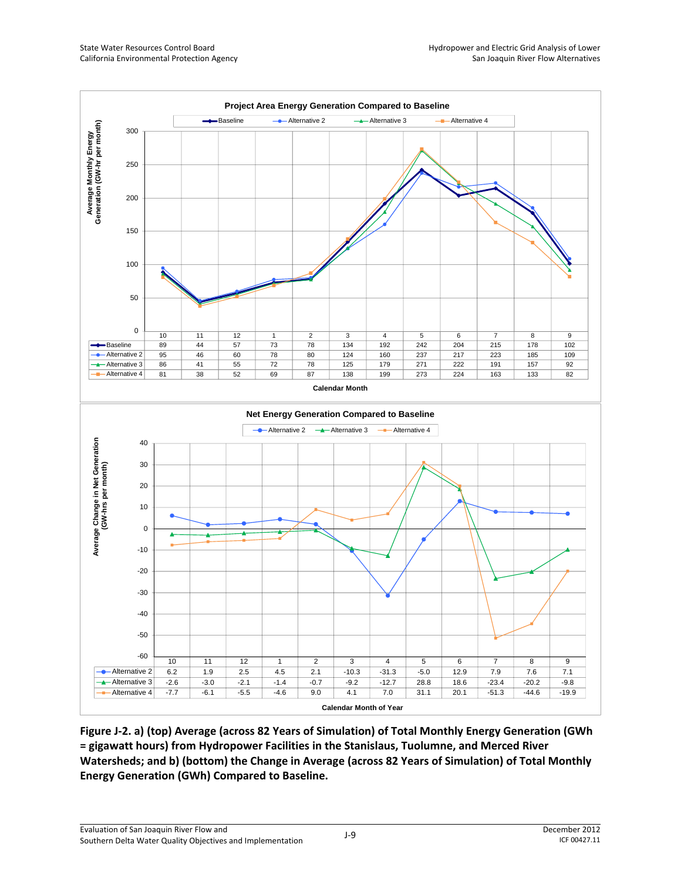**Project Area Energy Generation Compared to Baseline**

Average Monthly Energy Generation (GW-hr per month)

| Calendar Month | 10 | 11 | 12 | 1 | 2 | 3 | 4 | 5 | 6 | 7 | 8 | 9 |
|---|---|---|---|---|---|---|---|---|---|---|---|---|
| Baseline | 89 | 44 | 57 | 73 | 78 | 134 | 192 | 242 | 204 | 215 | 178 | 102 |
| Alternative 2 | 95 | 46 | 60 | 78 | 80 | 124 | 160 | 237 | 217 | 223 | 185 | 109 |
| Alternative 3 | 86 | 41 | 55 | 72 | 78 | 125 | 179 | 271 | 222 | 191 | 157 | 92 |
| Alternative 4 | 81 | 38 | 52 | 69 | 87 | 138 | 199 | 273 | 224 | 163 | 133 | 82 |

**Net Energy Generation Compared to Baseline**

Average Change in Net Generation (GW-hrs per month)

| Calendar Month of Year | 10 | 11 | 12 | 1 | 2 | 3 | 4 | 5 | 6 | 7 | 8 | 9 |
|---|---|---|---|---|---|---|---|---|---|---|---|---|
| Alternative 2 | 6.2 | 1.9 | 2.5 | 4.5 | 2.1 | -10.3 | -31.3 | -5.0 | 12.9 | 7.9 | 7.6 | 7.1 |
| Alternative 3 | -2.6 | -3.0 | -2.1 | -1.4 | -0.7 | -9.2 | -12.7 | 28.8 | 18.6 | -23.4 | -20.2 | -9.8 |
| Alternative 4 | -7.7 | -6.1 | -5.5 | -4.6 | 9.0 | 4.1 | 7.0 | 31.1 | 20.1 | -51.3 | -44.6 | -19.9 |

**Figure J-2. a) (top) Average (across 82 Years of Simulation) of Total Monthly Energy Generation (GWh = gigawatt hours) from Hydropower Facilities in the Stanislaus, Tuolumne, and Merced River Watersheds; and b) (bottom) the Change in Average (across 82 Years of Simulation) of Total Monthly Energy Generation (GWh) Compared to Baseline.**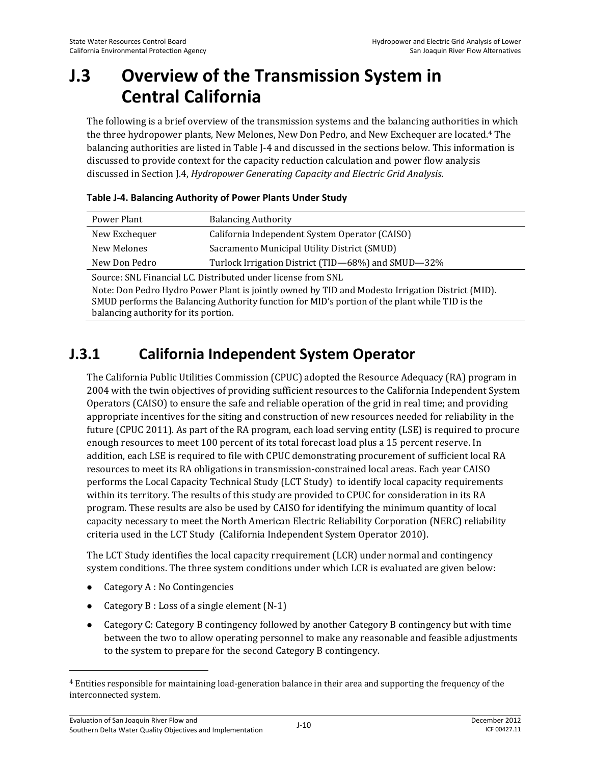# J.3 Overview of the Transmission System in Central California

The following is a brief overview of the transmission systems and the balancing authorities in which the three hydropower plants, New Melones, New Don Pedro, and New Exchequer are located.[4] The balancing authorities are listed in Table J-4 and discussed in the sections below. This information is discussed to provide context for the capacity reduction calculation and power flow analysis discussed in Section J.4, *Hydropower Generating Capacity and Electric Grid Analysis*.

**Table J-4. Balancing Authority of Power Plants Under Study**

| Power Plant | Balancing Authority |
|---|---|
| New Exchequer | California Independent System Operator (CAISO) |
| New Melones | Sacramento Municipal Utility District (SMUD) |
| New Don Pedro | Turlock Irrigation District (TID—68%) and SMUD—32% |

Source: SNL Financial LC. Distributed under license from SNL

Note: Don Pedro Hydro Power Plant is jointly owned by TID and Modesto Irrigation District (MID). SMUD performs the Balancing Authority function for MID's portion of the plant while TID is the balancing authority for its portion.

## J.3.1 California Independent System Operator

The California Public Utilities Commission (CPUC) adopted the Resource Adequacy (RA) program in 2004 with the twin objectives of providing sufficient resources to the California Independent System Operators (CAISO) to ensure the safe and reliable operation of the grid in real time; and providing appropriate incentives for the siting and construction of new resources needed for reliability in the future (CPUC 2011). As part of the RA program, each load serving entity (LSE) is required to procure enough resources to meet 100 percent of its total forecast load plus a 15 percent reserve. In addition, each LSE is required to file with CPUC demonstrating procurement of sufficient local RA resources to meet its RA obligations in transmission-constrained local areas. Each year CAISO performs the Local Capacity Technical Study (LCT Study) to identify local capacity requirements within its territory. The results of this study are provided to CPUC for consideration in its RA program. These results are also be used by CAISO for identifying the minimum quantity of local capacity necessary to meet the North American Electric Reliability Corporation (NERC) reliability criteria used in the LCT Study (California Independent System Operator 2010).

The LCT Study identifies the local capacity rrequirement (LCR) under normal and contingency system conditions. The three system conditions under which LCR is evaluated are given below:

- Category A : No Contingencies
- Category B : Loss of a single element (N-1)
- Category C: Category B contingency followed by another Category B contingency but with time between the two to allow operating personnel to make any reasonable and feasible adjustments to the system to prepare for the second Category B contingency.

---

[4] Entities responsible for maintaining load-generation balance in their area and supporting the frequency of the interconnected system.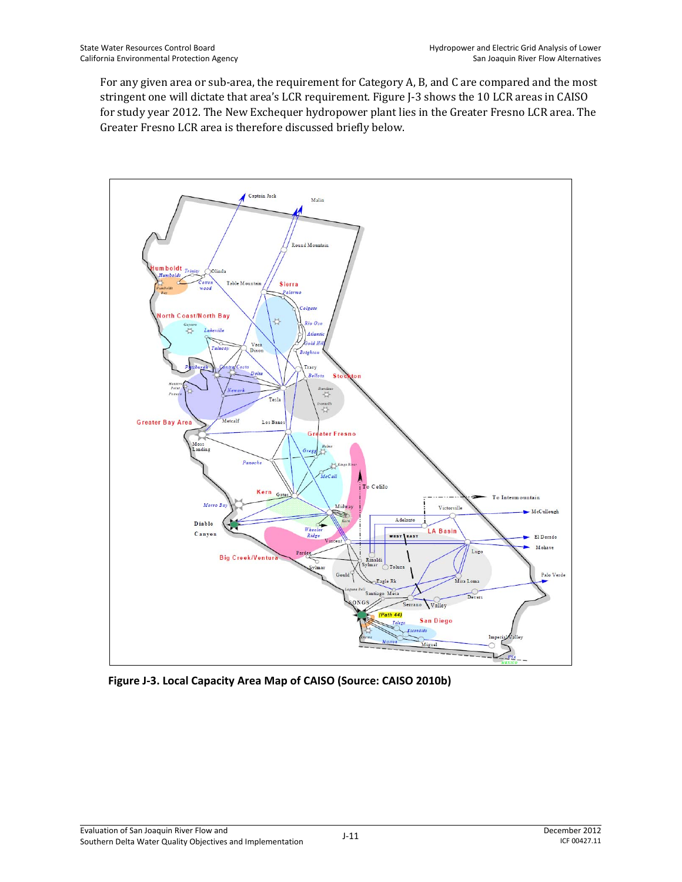For any given area or sub-area, the requirement for Category A, B, and C are compared and the most stringent one will dictate that area's LCR requirement. Figure J-3 shows the 10 LCR areas in CAISO for study year 2012. The New Exchequer hydropower plant lies in the Greater Fresno LCR area. The Greater Fresno LCR area is therefore discussed briefly below.

**Figure J-3. Local Capacity Area Map of CAISO (Source: CAISO 2010b)**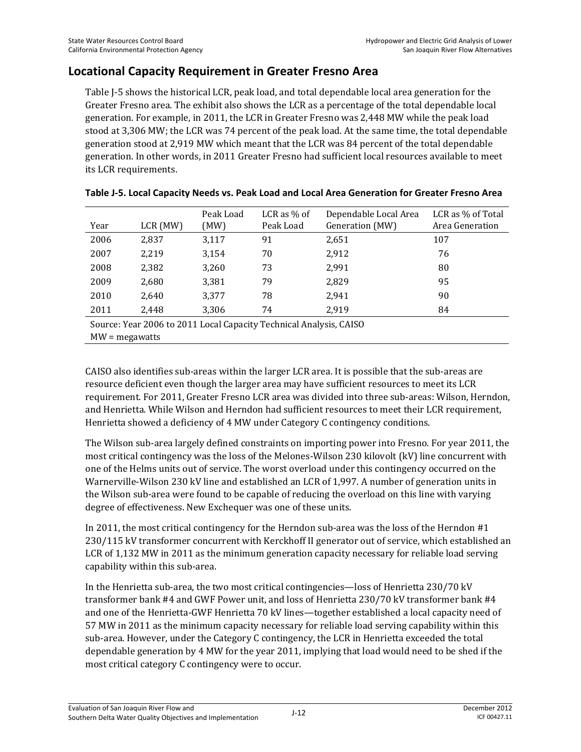## Locational Capacity Requirement in Greater Fresno Area

Table J-5 shows the historical LCR, peak load, and total dependable local area generation for the Greater Fresno area. The exhibit also shows the LCR as a percentage of the total dependable local generation. For example, in 2011, the LCR in Greater Fresno was 2,448 MW while the peak load stood at 3,306 MW; the LCR was 74 percent of the peak load. At the same time, the total dependable generation stood at 2,919 MW which meant that the LCR was 84 percent of the total dependable generation. In other words, in 2011 Greater Fresno had sufficient local resources available to meet its LCR requirements.

**Table J-5. Local Capacity Needs vs. Peak Load and Local Area Generation for Greater Fresno Area**

| Year | LCR (MW) | Peak Load (MW) | LCR as % of Peak Load | Dependable Local Area Generation (MW) | LCR as % of Total Area Generation |
|---|---|---|---|---|---|
| 2006 | 2,837 | 3,117 | 91 | 2,651 | 107 |
| 2007 | 2,219 | 3,154 | 70 | 2,912 | 76 |
| 2008 | 2,382 | 3,260 | 73 | 2,991 | 80 |
| 2009 | 2,680 | 3,381 | 79 | 2,829 | 95 |
| 2010 | 2,640 | 3,377 | 78 | 2,941 | 90 |
| 2011 | 2,448 | 3,306 | 74 | 2,919 | 84 |

Source: Year 2006 to 2011 Local Capacity Technical Analysis, CAISO
MW = megawatts

CAISO also identifies sub-areas within the larger LCR area. It is possible that the sub-areas are resource deficient even though the larger area may have sufficient resources to meet its LCR requirement. For 2011, Greater Fresno LCR area was divided into three sub-areas: Wilson, Herndon, and Henrietta. While Wilson and Herndon had sufficient resources to meet their LCR requirement, Henrietta showed a deficiency of 4 MW under Category C contingency conditions.

The Wilson sub-area largely defined constraints on importing power into Fresno. For year 2011, the most critical contingency was the loss of the Melones-Wilson 230 kilovolt (kV) line concurrent with one of the Helms units out of service. The worst overload under this contingency occurred on the Warnerville-Wilson 230 kV line and established an LCR of 1,997. A number of generation units in the Wilson sub-area were found to be capable of reducing the overload on this line with varying degree of effectiveness. New Exchequer was one of these units.

In 2011, the most critical contingency for the Herndon sub-area was the loss of the Herndon #1 230/115 kV transformer concurrent with Kerckhoff II generator out of service, which established an LCR of 1,132 MW in 2011 as the minimum generation capacity necessary for reliable load serving capability within this sub-area.

In the Henrietta sub-area, the two most critical contingencies—loss of Henrietta 230/70 kV transformer bank #4 and GWF Power unit, and loss of Henrietta 230/70 kV transformer bank #4 and one of the Henrietta-GWF Henrietta 70 kV lines—together established a local capacity need of 57 MW in 2011 as the minimum capacity necessary for reliable load serving capability within this sub-area. However, under the Category C contingency, the LCR in Henrietta exceeded the total dependable generation by 4 MW for the year 2011, implying that load would need to be shed if the most critical category C contingency were to occur.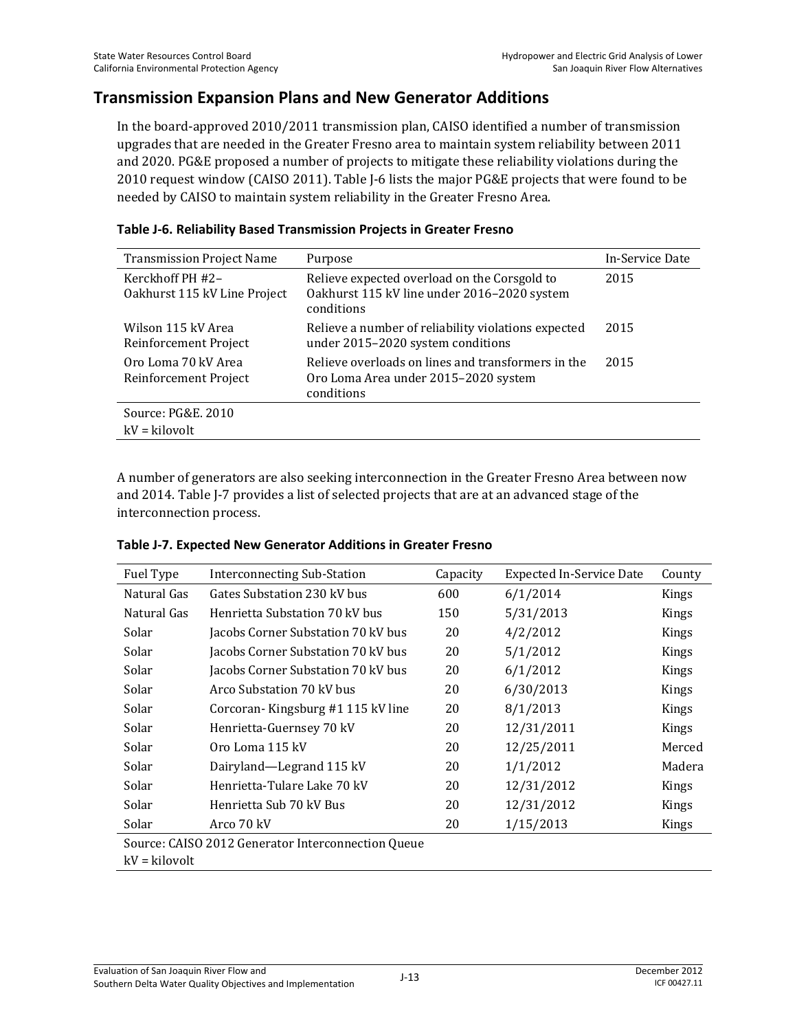## Transmission Expansion Plans and New Generator Additions

In the board-approved 2010/2011 transmission plan, CAISO identified a number of transmission upgrades that are needed in the Greater Fresno area to maintain system reliability between 2011 and 2020. PG&E proposed a number of projects to mitigate these reliability violations during the 2010 request window (CAISO 2011). Table J-6 lists the major PG&E projects that were found to be needed by CAISO to maintain system reliability in the Greater Fresno Area.

**Table J-6. Reliability Based Transmission Projects in Greater Fresno**

| Transmission Project Name | Purpose | In-Service Date |
|---|---|---|
| Kerckhoff PH #2–Oakhurst 115 kV Line Project | Relieve expected overload on the Corsgold to Oakhurst 115 kV line under 2016–2020 system conditions | 2015 |
| Wilson 115 kV Area Reinforcement Project | Relieve a number of reliability violations expected under 2015–2020 system conditions | 2015 |
| Oro Loma 70 kV Area Reinforcement Project | Relieve overloads on lines and transformers in the Oro Loma Area under 2015–2020 system conditions | 2015 |

Source: PG&E. 2010
kV = kilovolt

A number of generators are also seeking interconnection in the Greater Fresno Area between now and 2014. Table J-7 provides a list of selected projects that are at an advanced stage of the interconnection process.

**Table J-7. Expected New Generator Additions in Greater Fresno**

| Fuel Type | Interconnecting Sub-Station | Capacity | Expected In-Service Date | County |
|---|---|---|---|---|
| Natural Gas | Gates Substation 230 kV bus | 600 | 6/1/2014 | Kings |
| Natural Gas | Henrietta Substation 70 kV bus | 150 | 5/31/2013 | Kings |
| Solar | Jacobs Corner Substation 70 kV bus | 20 | 4/2/2012 | Kings |
| Solar | Jacobs Corner Substation 70 kV bus | 20 | 5/1/2012 | Kings |
| Solar | Jacobs Corner Substation 70 kV bus | 20 | 6/1/2012 | Kings |
| Solar | Arco Substation 70 kV bus | 20 | 6/30/2013 | Kings |
| Solar | Corcoran- Kingsburg #1 115 kV line | 20 | 8/1/2013 | Kings |
| Solar | Henrietta-Guernsey 70 kV | 20 | 12/31/2011 | Kings |
| Solar | Oro Loma 115 kV | 20 | 12/25/2011 | Merced |
| Solar | Dairyland—Legrand 115 kV | 20 | 1/1/2012 | Madera |
| Solar | Henrietta-Tulare Lake 70 kV | 20 | 12/31/2012 | Kings |
| Solar | Henrietta Sub 70 kV Bus | 20 | 12/31/2012 | Kings |
| Solar | Arco 70 kV | 20 | 1/15/2013 | Kings |

Source: CAISO 2012 Generator Interconnection Queue
kV = kilovolt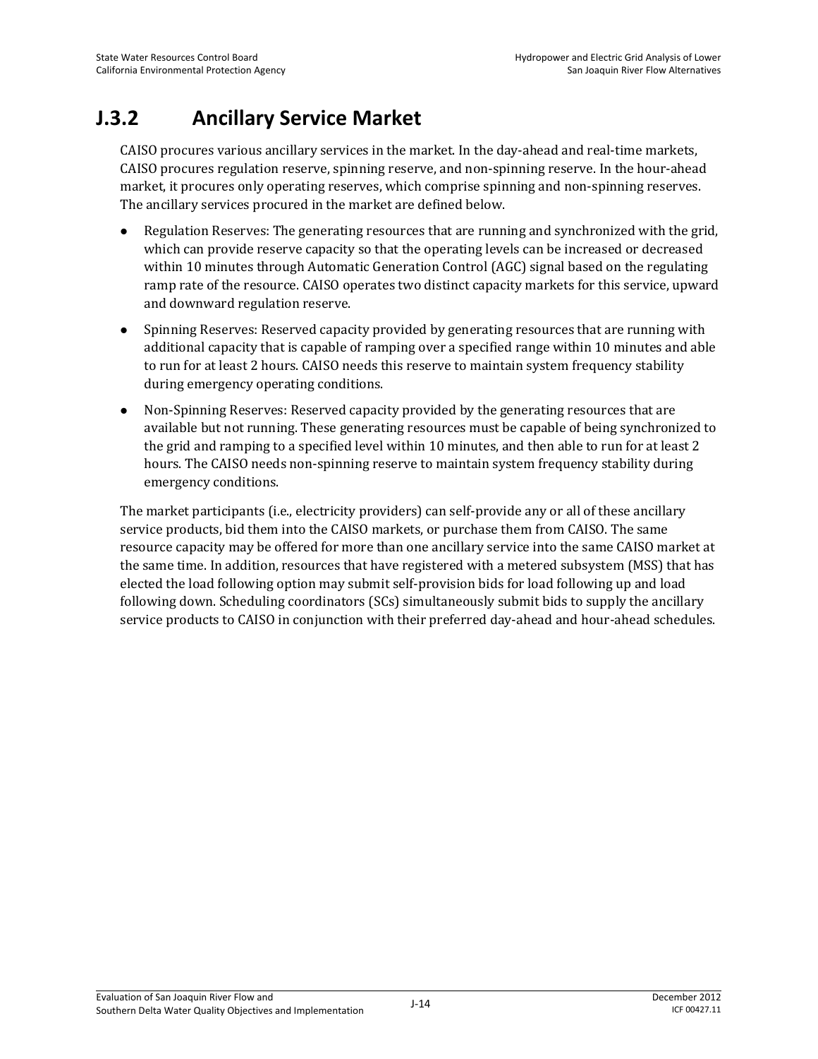## J.3.2 Ancillary Service Market

CAISO procures various ancillary services in the market. In the day-ahead and real-time markets, CAISO procures regulation reserve, spinning reserve, and non-spinning reserve. In the hour-ahead market, it procures only operating reserves, which comprise spinning and non-spinning reserves. The ancillary services procured in the market are defined below.

- Regulation Reserves: The generating resources that are running and synchronized with the grid, which can provide reserve capacity so that the operating levels can be increased or decreased within 10 minutes through Automatic Generation Control (AGC) signal based on the regulating ramp rate of the resource. CAISO operates two distinct capacity markets for this service, upward and downward regulation reserve.
- Spinning Reserves: Reserved capacity provided by generating resources that are running with additional capacity that is capable of ramping over a specified range within 10 minutes and able to run for at least 2 hours. CAISO needs this reserve to maintain system frequency stability during emergency operating conditions.
- Non-Spinning Reserves: Reserved capacity provided by the generating resources that are available but not running. These generating resources must be capable of being synchronized to the grid and ramping to a specified level within 10 minutes, and then able to run for at least 2 hours. The CAISO needs non-spinning reserve to maintain system frequency stability during emergency conditions.

The market participants (i.e., electricity providers) can self-provide any or all of these ancillary service products, bid them into the CAISO markets, or purchase them from CAISO. The same resource capacity may be offered for more than one ancillary service into the same CAISO market at the same time. In addition, resources that have registered with a metered subsystem (MSS) that has elected the load following option may submit self-provision bids for load following up and load following down. Scheduling coordinators (SCs) simultaneously submit bids to supply the ancillary service products to CAISO in conjunction with their preferred day-ahead and hour-ahead schedules.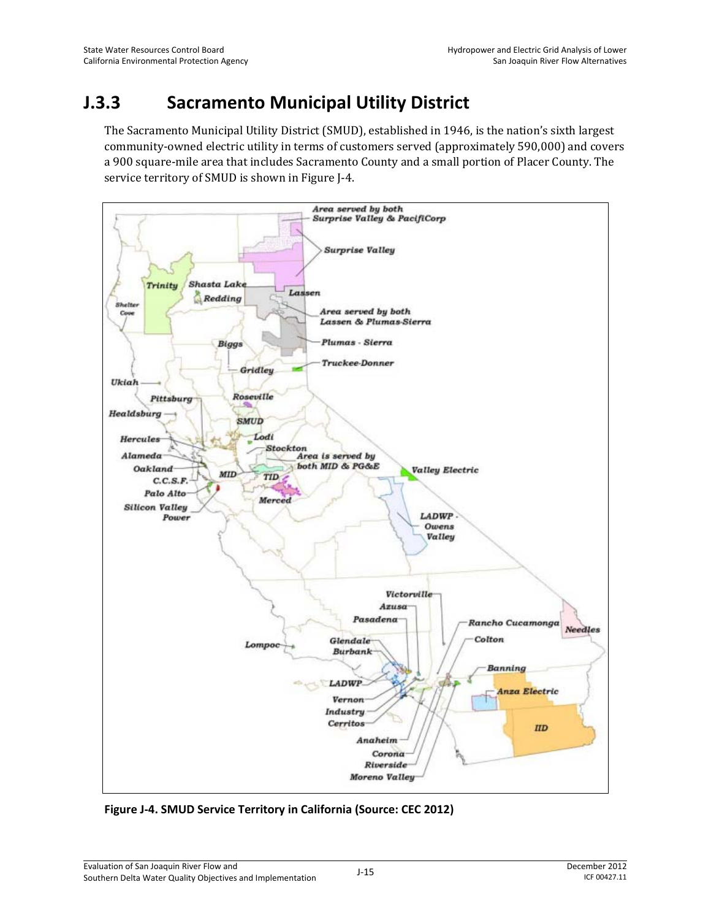## J.3.3 Sacramento Municipal Utility District

The Sacramento Municipal Utility District (SMUD), established in 1946, is the nation's sixth largest community-owned electric utility in terms of customers served (approximately 590,000) and covers a 900 square-mile area that includes Sacramento County and a small portion of Placer County. The service territory of SMUD is shown in Figure J-4.

**Figure J-4. SMUD Service Territory in California (Source: CEC 2012)**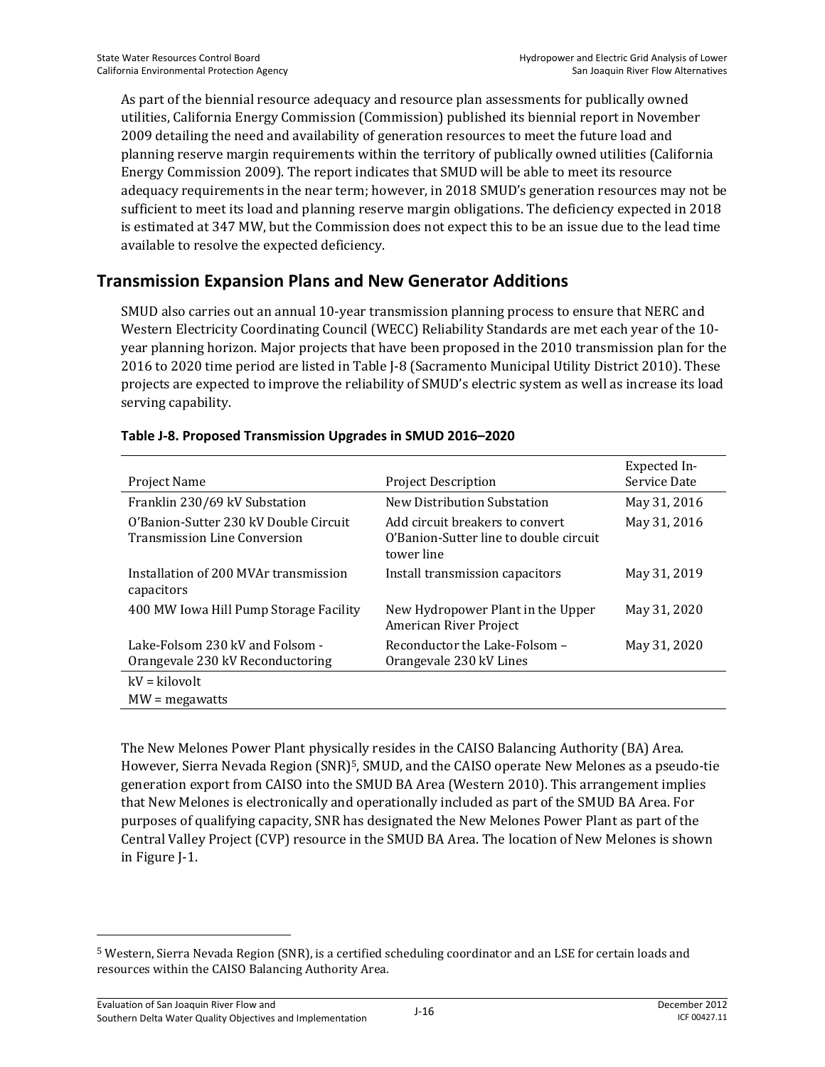As part of the biennial resource adequacy and resource plan assessments for publically owned utilities, California Energy Commission (Commission) published its biennial report in November 2009 detailing the need and availability of generation resources to meet the future load and planning reserve margin requirements within the territory of publically owned utilities (California Energy Commission 2009). The report indicates that SMUD will be able to meet its resource adequacy requirements in the near term; however, in 2018 SMUD's generation resources may not be sufficient to meet its load and planning reserve margin obligations. The deficiency expected in 2018 is estimated at 347 MW, but the Commission does not expect this to be an issue due to the lead time available to resolve the expected deficiency.

## Transmission Expansion Plans and New Generator Additions

SMUD also carries out an annual 10-year transmission planning process to ensure that NERC and Western Electricity Coordinating Council (WECC) Reliability Standards are met each year of the 10-year planning horizon. Major projects that have been proposed in the 2010 transmission plan for the 2016 to 2020 time period are listed in Table J-8 (Sacramento Municipal Utility District 2010). These projects are expected to improve the reliability of SMUD's electric system as well as increase its load serving capability.

**Table J-8. Proposed Transmission Upgrades in SMUD 2016–2020**

| Project Name | Project Description | Expected In-Service Date |
|---|---|---|
| Franklin 230/69 kV Substation | New Distribution Substation | May 31, 2016 |
| O'Banion-Sutter 230 kV Double Circuit Transmission Line Conversion | Add circuit breakers to convert O'Banion-Sutter line to double circuit tower line | May 31, 2016 |
| Installation of 200 MVAr transmission capacitors | Install transmission capacitors | May 31, 2019 |
| 400 MW Iowa Hill Pump Storage Facility | New Hydropower Plant in the Upper American River Project | May 31, 2020 |
| Lake-Folsom 230 kV and Folsom - Orangevale 230 kV Reconductoring | Reconductor the Lake-Folsom – Orangevale 230 kV Lines | May 31, 2020 |

kV = kilovolt
MW = megawatts

The New Melones Power Plant physically resides in the CAISO Balancing Authority (BA) Area. However, Sierra Nevada Region (SNR)[5], SMUD, and the CAISO operate New Melones as a pseudo-tie generation export from CAISO into the SMUD BA Area (Western 2010). This arrangement implies that New Melones is electronically and operationally included as part of the SMUD BA Area. For purposes of qualifying capacity, SNR has designated the New Melones Power Plant as part of the Central Valley Project (CVP) resource in the SMUD BA Area. The location of New Melones is shown in Figure J-1.

[5] Western, Sierra Nevada Region (SNR), is a certified scheduling coordinator and an LSE for certain loads and resources within the CAISO Balancing Authority Area.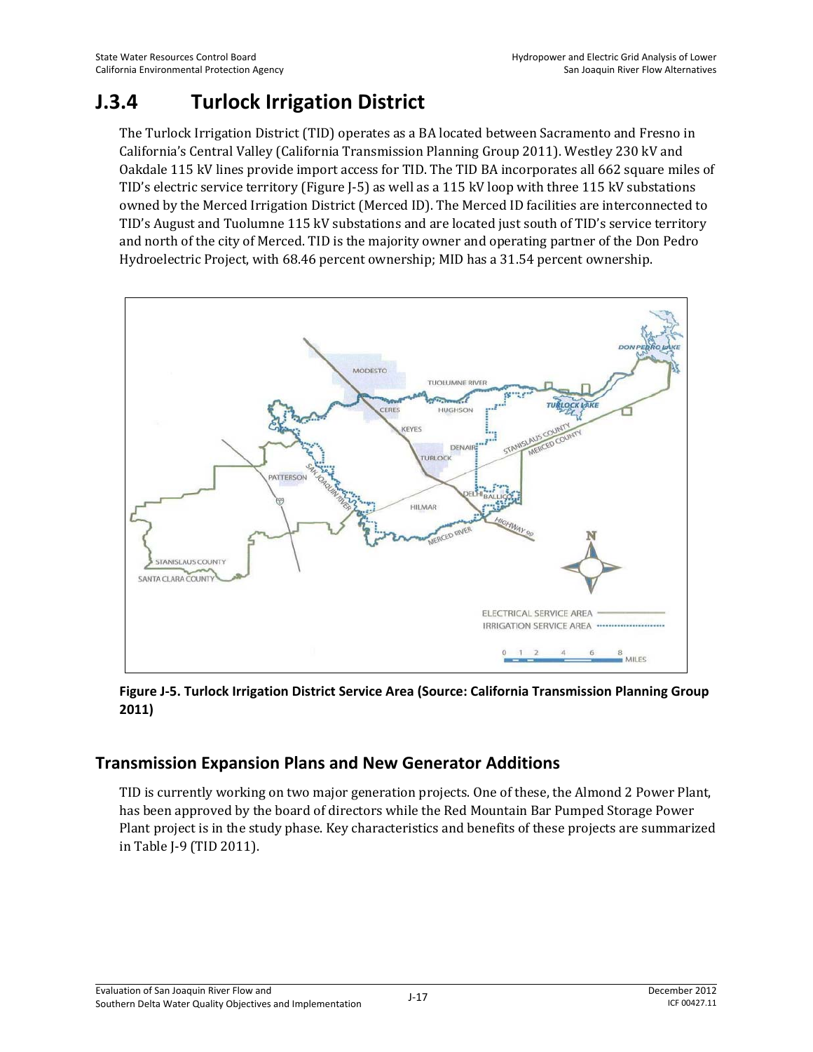# J.3.4 Turlock Irrigation District

The Turlock Irrigation District (TID) operates as a BA located between Sacramento and Fresno in California's Central Valley (California Transmission Planning Group 2011). Westley 230 kV and Oakdale 115 kV lines provide import access for TID. The TID BA incorporates all 662 square miles of TID's electric service territory (Figure J-5) as well as a 115 kV loop with three 115 kV substations owned by the Merced Irrigation District (Merced ID). The Merced ID facilities are interconnected to TID's August and Tuolumne 115 kV substations and are located just south of TID's service territory and north of the city of Merced. TID is the majority owner and operating partner of the Don Pedro Hydroelectric Project, with 68.46 percent ownership; MID has a 31.54 percent ownership.

**Figure J-5. Turlock Irrigation District Service Area (Source: California Transmission Planning Group 2011)**

## Transmission Expansion Plans and New Generator Additions

TID is currently working on two major generation projects. One of these, the Almond 2 Power Plant, has been approved by the board of directors while the Red Mountain Bar Pumped Storage Power Plant project is in the study phase. Key characteristics and benefits of these projects are summarized in Table J-9 (TID 2011).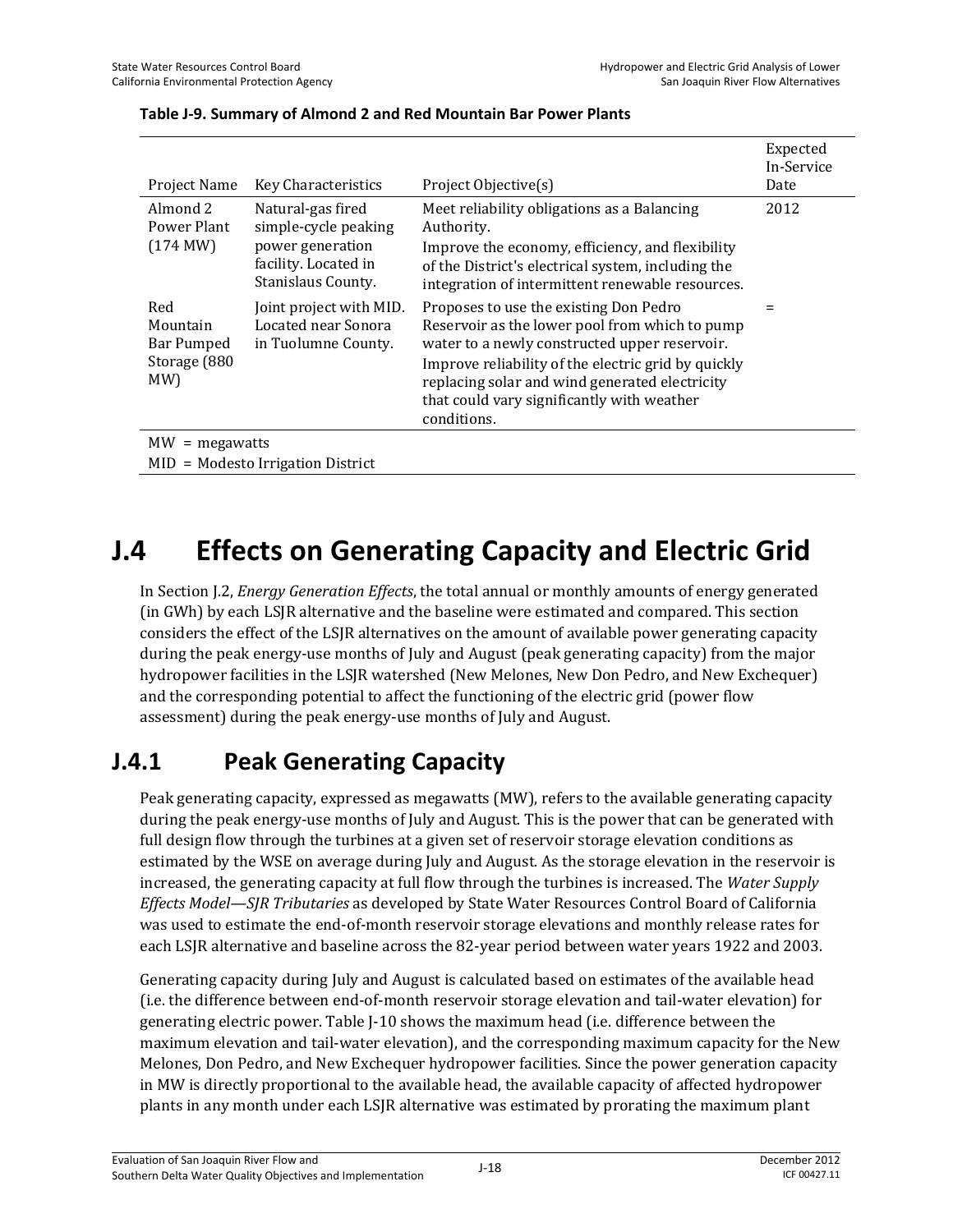**Table J-9. Summary of Almond 2 and Red Mountain Bar Power Plants**

| Project Name | Key Characteristics | Project Objective(s) | Expected In-Service Date |
|---|---|---|---|
| Almond 2 Power Plant (174 MW) | Natural-gas fired simple-cycle peaking power generation facility. Located in Stanislaus County. | Meet reliability obligations as a Balancing Authority.<br>Improve the economy, efficiency, and flexibility of the District's electrical system, including the integration of intermittent renewable resources. | 2012 |
| Red Mountain Bar Pumped Storage (880 MW) | Joint project with MID. Located near Sonora in Tuolumne County. | Proposes to use the existing Don Pedro Reservoir as the lower pool from which to pump water to a newly constructed upper reservoir.<br>Improve reliability of the electric grid by quickly replacing solar and wind generated electricity that could vary significantly with weather conditions. | = |

MW = megawatts
MID = Modesto Irrigation District

# J.4 Effects on Generating Capacity and Electric Grid

In Section J.2, *Energy Generation Effects*, the total annual or monthly amounts of energy generated (in GWh) by each LSJR alternative and the baseline were estimated and compared. This section considers the effect of the LSJR alternatives on the amount of available power generating capacity during the peak energy-use months of July and August (peak generating capacity) from the major hydropower facilities in the LSJR watershed (New Melones, New Don Pedro, and New Exchequer) and the corresponding potential to affect the functioning of the electric grid (power flow assessment) during the peak energy-use months of July and August.

## J.4.1 Peak Generating Capacity

Peak generating capacity, expressed as megawatts (MW), refers to the available generating capacity during the peak energy-use months of July and August. This is the power that can be generated with full design flow through the turbines at a given set of reservoir storage elevation conditions as estimated by the WSE on average during July and August. As the storage elevation in the reservoir is increased, the generating capacity at full flow through the turbines is increased. The *Water Supply Effects Model—SJR Tributaries* as developed by State Water Resources Control Board of California was used to estimate the end-of-month reservoir storage elevations and monthly release rates for each LSJR alternative and baseline across the 82-year period between water years 1922 and 2003.

Generating capacity during July and August is calculated based on estimates of the available head (i.e. the difference between end-of-month reservoir storage elevation and tail-water elevation) for generating electric power. Table J-10 shows the maximum head (i.e. difference between the maximum elevation and tail-water elevation), and the corresponding maximum capacity for the New Melones, Don Pedro, and New Exchequer hydropower facilities. Since the power generation capacity in MW is directly proportional to the available head, the available capacity of affected hydropower plants in any month under each LSJR alternative was estimated by prorating the maximum plant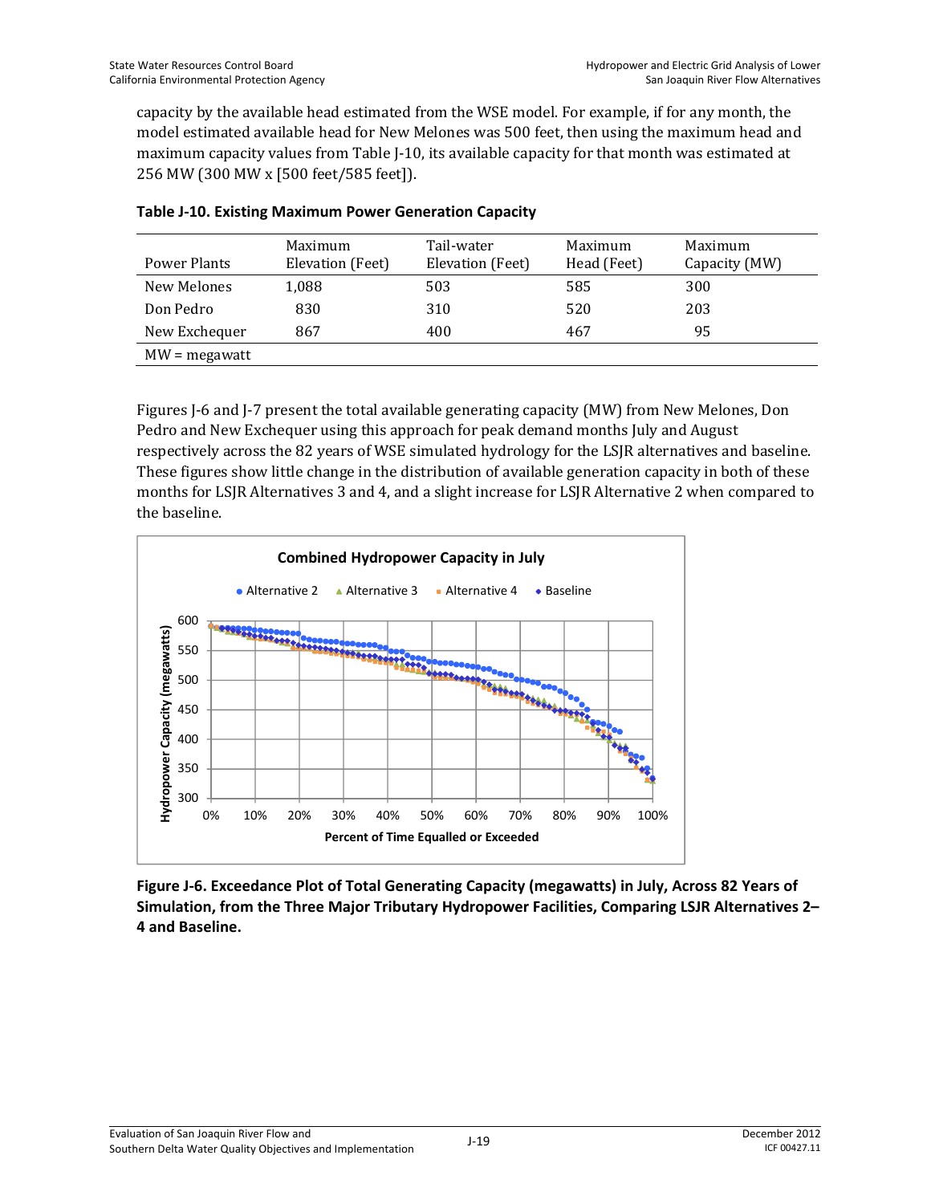capacity by the available head estimated from the WSE model. For example, if for any month, the model estimated available head for New Melones was 500 feet, then using the maximum head and maximum capacity values from Table J-10, its available capacity for that month was estimated at 256 MW (300 MW x [500 feet/585 feet]).

**Table J-10. Existing Maximum Power Generation Capacity**

| Power Plants | Maximum Elevation (Feet) | Tail-water Elevation (Feet) | Maximum Head (Feet) | Maximum Capacity (MW) |
|---|---|---|---|---|
| New Melones | 1,088 | 503 | 585 | 300 |
| Don Pedro | 830 | 310 | 520 | 203 |
| New Exchequer | 867 | 400 | 467 | 95 |
| MW = megawatt | | | | |

Figures J-6 and J-7 present the total available generating capacity (MW) from New Melones, Don Pedro and New Exchequer using this approach for peak demand months July and August respectively across the 82 years of WSE simulated hydrology for the LSJR alternatives and baseline. These figures show little change in the distribution of available generation capacity in both of these months for LSJR Alternatives 3 and 4, and a slight increase for LSJR Alternative 2 when compared to the baseline.

**Figure J-6. Exceedance Plot of Total Generating Capacity (megawatts) in July, Across 82 Years of Simulation, from the Three Major Tributary Hydropower Facilities, Comparing LSJR Alternatives 2–4 and Baseline.**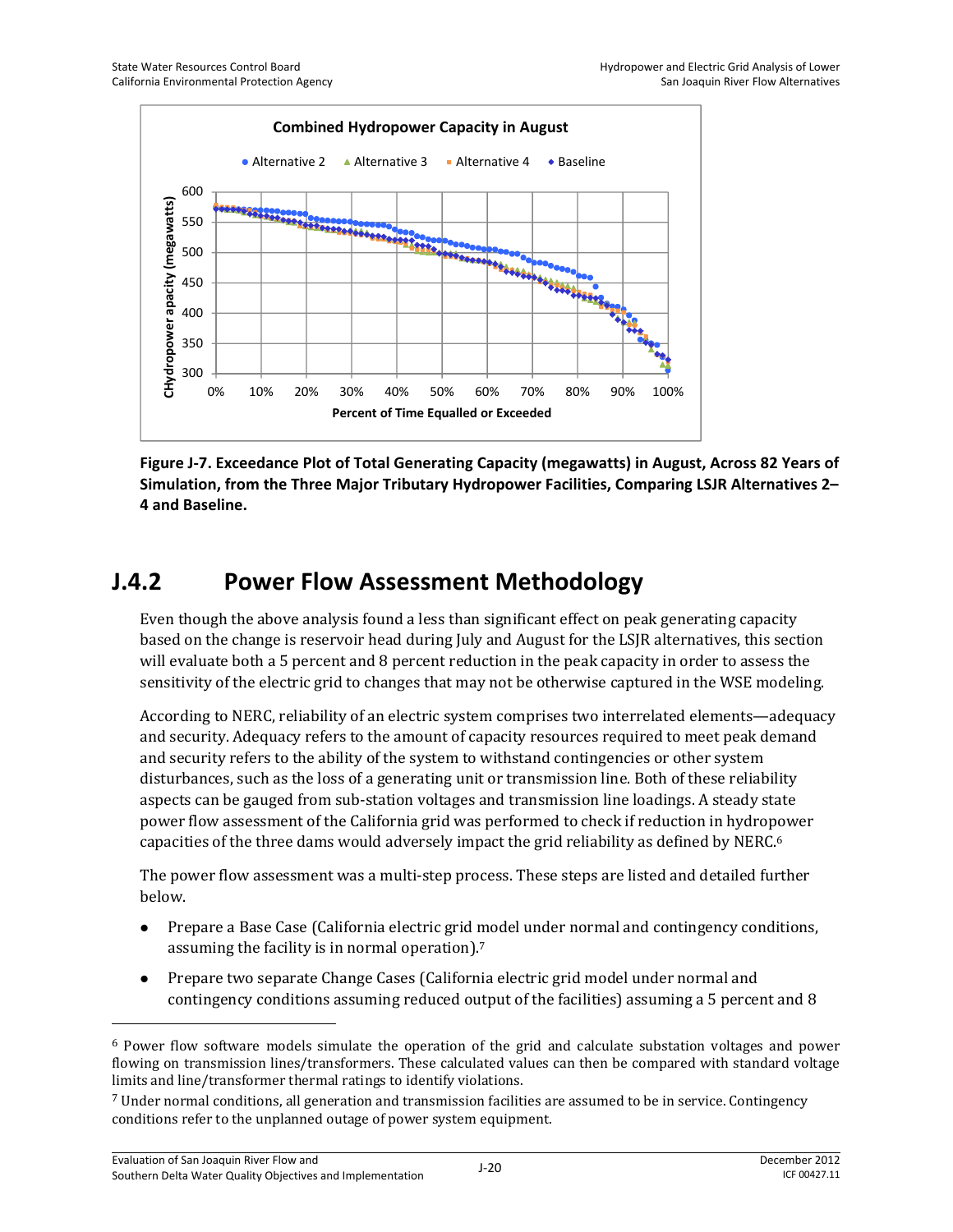Figure J-7. Exceedance Plot of Total Generating Capacity (megawatts) in August, Across 82 Years of Simulation, from the Three Major Tributary Hydropower Facilities, Comparing LSJR Alternatives 2–4 and Baseline.

## J.4.2 Power Flow Assessment Methodology

Even though the above analysis found a less than significant effect on peak generating capacity based on the change is reservoir head during July and August for the LSJR alternatives, this section will evaluate both a 5 percent and 8 percent reduction in the peak capacity in order to assess the sensitivity of the electric grid to changes that may not be otherwise captured in the WSE modeling.

According to NERC, reliability of an electric system comprises two interrelated elements—adequacy and security. Adequacy refers to the amount of capacity resources required to meet peak demand and security refers to the ability of the system to withstand contingencies or other system disturbances, such as the loss of a generating unit or transmission line. Both of these reliability aspects can be gauged from sub-station voltages and transmission line loadings. A steady state power flow assessment of the California grid was performed to check if reduction in hydropower capacities of the three dams would adversely impact the grid reliability as defined by NERC.[6]

The power flow assessment was a multi-step process. These steps are listed and detailed further below.

- Prepare a Base Case (California electric grid model under normal and contingency conditions, assuming the facility is in normal operation).[7]
- Prepare two separate Change Cases (California electric grid model under normal and contingency conditions assuming reduced output of the facilities) assuming a 5 percent and 8

[6] Power flow software models simulate the operation of the grid and calculate substation voltages and power flowing on transmission lines/transformers. These calculated values can then be compared with standard voltage limits and line/transformer thermal ratings to identify violations.

[7] Under normal conditions, all generation and transmission facilities are assumed to be in service. Contingency conditions refer to the unplanned outage of power system equipment.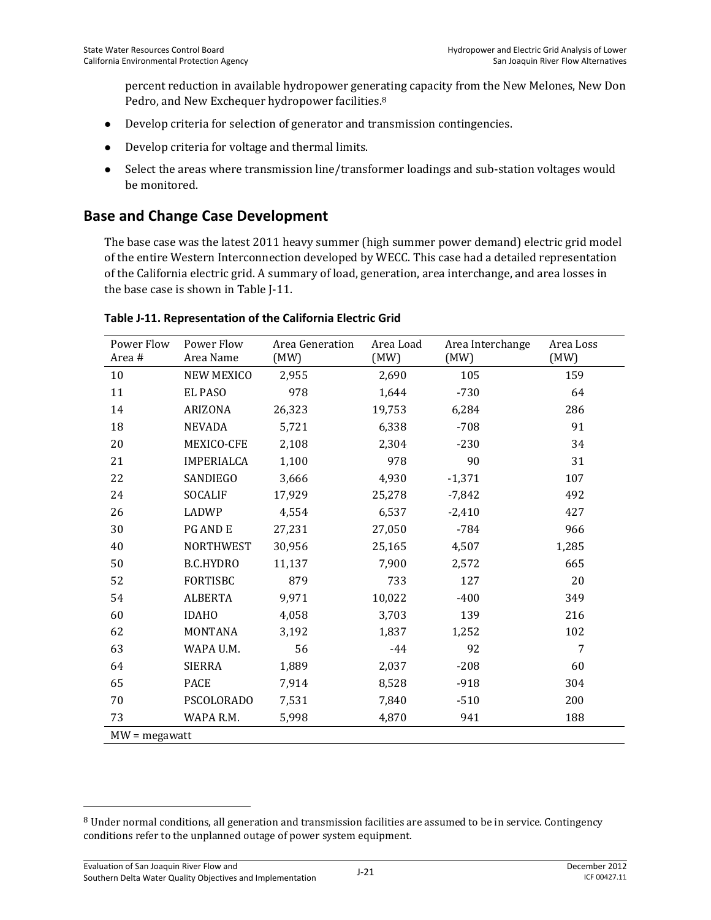percent reduction in available hydropower generating capacity from the New Melones, New Don Pedro, and New Exchequer hydropower facilities.[8]

- Develop criteria for selection of generator and transmission contingencies.
- Develop criteria for voltage and thermal limits.
- Select the areas where transmission line/transformer loadings and sub-station voltages would be monitored.

## Base and Change Case Development

The base case was the latest 2011 heavy summer (high summer power demand) electric grid model of the entire Western Interconnection developed by WECC. This case had a detailed representation of the California electric grid. A summary of load, generation, area interchange, and area losses in the base case is shown in Table J-11.

**Table J-11. Representation of the California Electric Grid**

| Power Flow Area # | Power Flow Area Name | Area Generation (MW) | Area Load (MW) | Area Interchange (MW) | Area Loss (MW) |
|---|---|---|---|---|---|
| 10 | NEW MEXICO | 2,955 | 2,690 | 105 | 159 |
| 11 | EL PASO | 978 | 1,644 | -730 | 64 |
| 14 | ARIZONA | 26,323 | 19,753 | 6,284 | 286 |
| 18 | NEVADA | 5,721 | 6,338 | -708 | 91 |
| 20 | MEXICO-CFE | 2,108 | 2,304 | -230 | 34 |
| 21 | IMPERIALCA | 1,100 | 978 | 90 | 31 |
| 22 | SANDIEGO | 3,666 | 4,930 | -1,371 | 107 |
| 24 | SOCALIF | 17,929 | 25,278 | -7,842 | 492 |
| 26 | LADWP | 4,554 | 6,537 | -2,410 | 427 |
| 30 | PG AND E | 27,231 | 27,050 | -784 | 966 |
| 40 | NORTHWEST | 30,956 | 25,165 | 4,507 | 1,285 |
| 50 | B.C.HYDRO | 11,137 | 7,900 | 2,572 | 665 |
| 52 | FORTISBC | 879 | 733 | 127 | 20 |
| 54 | ALBERTA | 9,971 | 10,022 | -400 | 349 |
| 60 | IDAHO | 4,058 | 3,703 | 139 | 216 |
| 62 | MONTANA | 3,192 | 1,837 | 1,252 | 102 |
| 63 | WAPA U.M. | 56 | -44 | 92 | 7 |
| 64 | SIERRA | 1,889 | 2,037 | -208 | 60 |
| 65 | PACE | 7,914 | 8,528 | -918 | 304 |
| 70 | PSCOLORADO | 7,531 | 7,840 | -510 | 200 |
| 73 | WAPA R.M. | 5,998 | 4,870 | 941 | 188 |

MW = megawatt

[8] Under normal conditions, all generation and transmission facilities are assumed to be in service. Contingency conditions refer to the unplanned outage of power system equipment.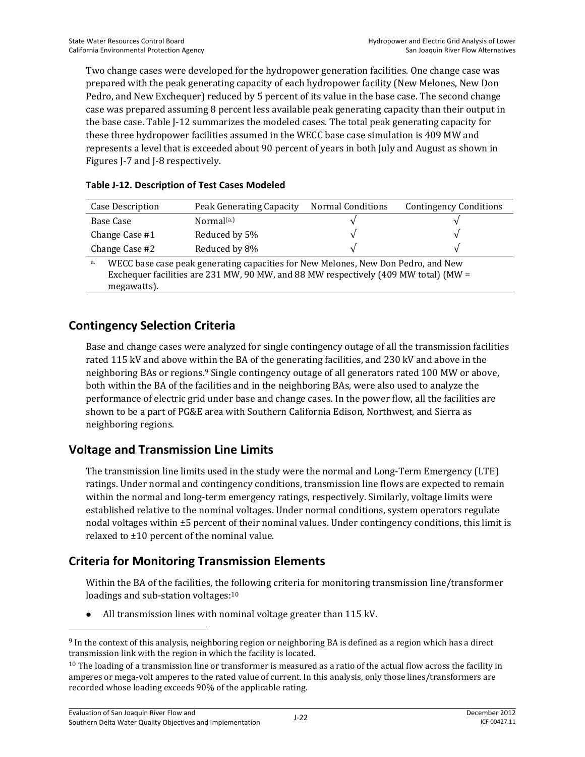Two change cases were developed for the hydropower generation facilities. One change case was prepared with the peak generating capacity of each hydropower facility (New Melones, New Don Pedro, and New Exchequer) reduced by 5 percent of its value in the base case. The second change case was prepared assuming 8 percent less available peak generating capacity than their output in the base case. Table J-12 summarizes the modeled cases. The total peak generating capacity for these three hydropower facilities assumed in the WECC base case simulation is 409 MW and represents a level that is exceeded about 90 percent of years in both July and August as shown in Figures J-7 and J-8 respectively.

**Table J-12. Description of Test Cases Modeled**

| Case Description | Peak Generating Capacity | Normal Conditions | Contingency Conditions |
|---|---|---|---|
| Base Case | Normal[(a.)] | √ | √ |
| Change Case #1 | Reduced by 5% | √ | √ |
| Change Case #2 | Reduced by 8% | √ | √ |

a. WECC base case peak generating capacities for New Melones, New Don Pedro, and New Exchequer facilities are 231 MW, 90 MW, and 88 MW respectively (409 MW total) (MW = megawatts).

## Contingency Selection Criteria

Base and change cases were analyzed for single contingency outage of all the transmission facilities rated 115 kV and above within the BA of the generating facilities, and 230 kV and above in the neighboring BAs or regions.[9] Single contingency outage of all generators rated 100 MW or above, both within the BA of the facilities and in the neighboring BAs, were also used to analyze the performance of electric grid under base and change cases. In the power flow, all the facilities are shown to be a part of PG&E area with Southern California Edison, Northwest, and Sierra as neighboring regions.

## Voltage and Transmission Line Limits

The transmission line limits used in the study were the normal and Long-Term Emergency (LTE) ratings. Under normal and contingency conditions, transmission line flows are expected to remain within the normal and long-term emergency ratings, respectively. Similarly, voltage limits were established relative to the nominal voltages. Under normal conditions, system operators regulate nodal voltages within ±5 percent of their nominal values. Under contingency conditions, this limit is relaxed to ±10 percent of the nominal value.

## Criteria for Monitoring Transmission Elements

Within the BA of the facilities, the following criteria for monitoring transmission line/transformer loadings and sub-station voltages:[10]

- All transmission lines with nominal voltage greater than 115 kV.

[9] In the context of this analysis, neighboring region or neighboring BA is defined as a region which has a direct transmission link with the region in which the facility is located.

[10] The loading of a transmission line or transformer is measured as a ratio of the actual flow across the facility in amperes or mega-volt amperes to the rated value of current. In this analysis, only those lines/transformers are recorded whose loading exceeds 90% of the applicable rating.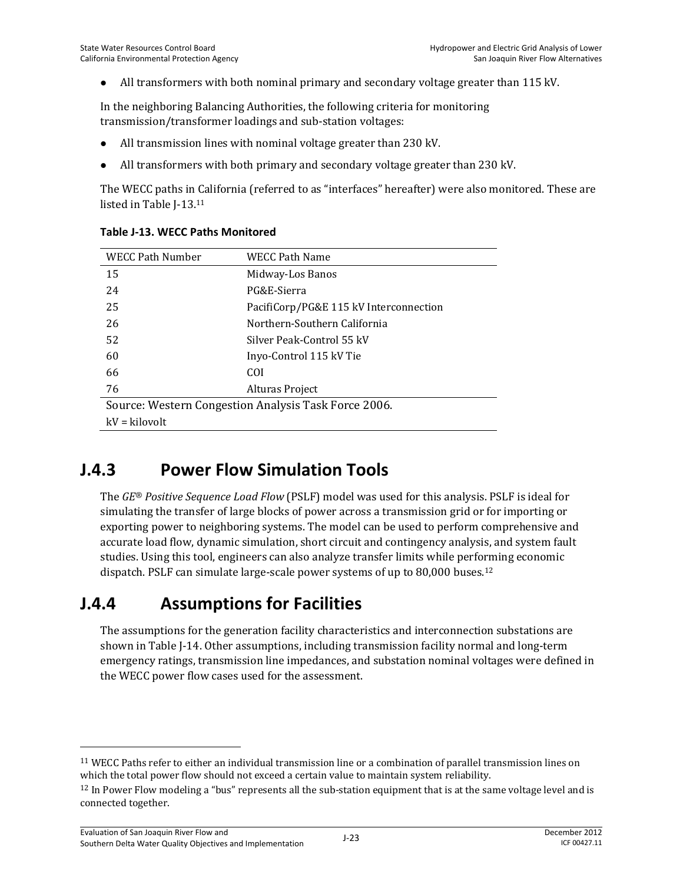- All transformers with both nominal primary and secondary voltage greater than 115 kV.

In the neighboring Balancing Authorities, the following criteria for monitoring transmission/transformer loadings and sub-station voltages:

- All transmission lines with nominal voltage greater than 230 kV.
- All transformers with both primary and secondary voltage greater than 230 kV.

The WECC paths in California (referred to as "interfaces" hereafter) were also monitored. These are listed in Table J-13.[11]

**Table J-13. WECC Paths Monitored**

| WECC Path Number | WECC Path Name |
|---|---|
| 15 | Midway-Los Banos |
| 24 | PG&E-Sierra |
| 25 | PacifiCorp/PG&E 115 kV Interconnection |
| 26 | Northern-Southern California |
| 52 | Silver Peak-Control 55 kV |
| 60 | Inyo-Control 115 kV Tie |
| 66 | COI |
| 76 | Alturas Project |

Source: Western Congestion Analysis Task Force 2006.
kV = kilovolt

## J.4.3 Power Flow Simulation Tools

The *GE® Positive Sequence Load Flow* (PSLF) model was used for this analysis. PSLF is ideal for simulating the transfer of large blocks of power across a transmission grid or for importing or exporting power to neighboring systems. The model can be used to perform comprehensive and accurate load flow, dynamic simulation, short circuit and contingency analysis, and system fault studies. Using this tool, engineers can also analyze transfer limits while performing economic dispatch. PSLF can simulate large-scale power systems of up to 80,000 buses.[12]

## J.4.4 Assumptions for Facilities

The assumptions for the generation facility characteristics and interconnection substations are shown in Table J-14. Other assumptions, including transmission facility normal and long-term emergency ratings, transmission line impedances, and substation nominal voltages were defined in the WECC power flow cases used for the assessment.

---

[11] WECC Paths refer to either an individual transmission line or a combination of parallel transmission lines on which the total power flow should not exceed a certain value to maintain system reliability.

[12] In Power Flow modeling a "bus" represents all the sub-station equipment that is at the same voltage level and is connected together.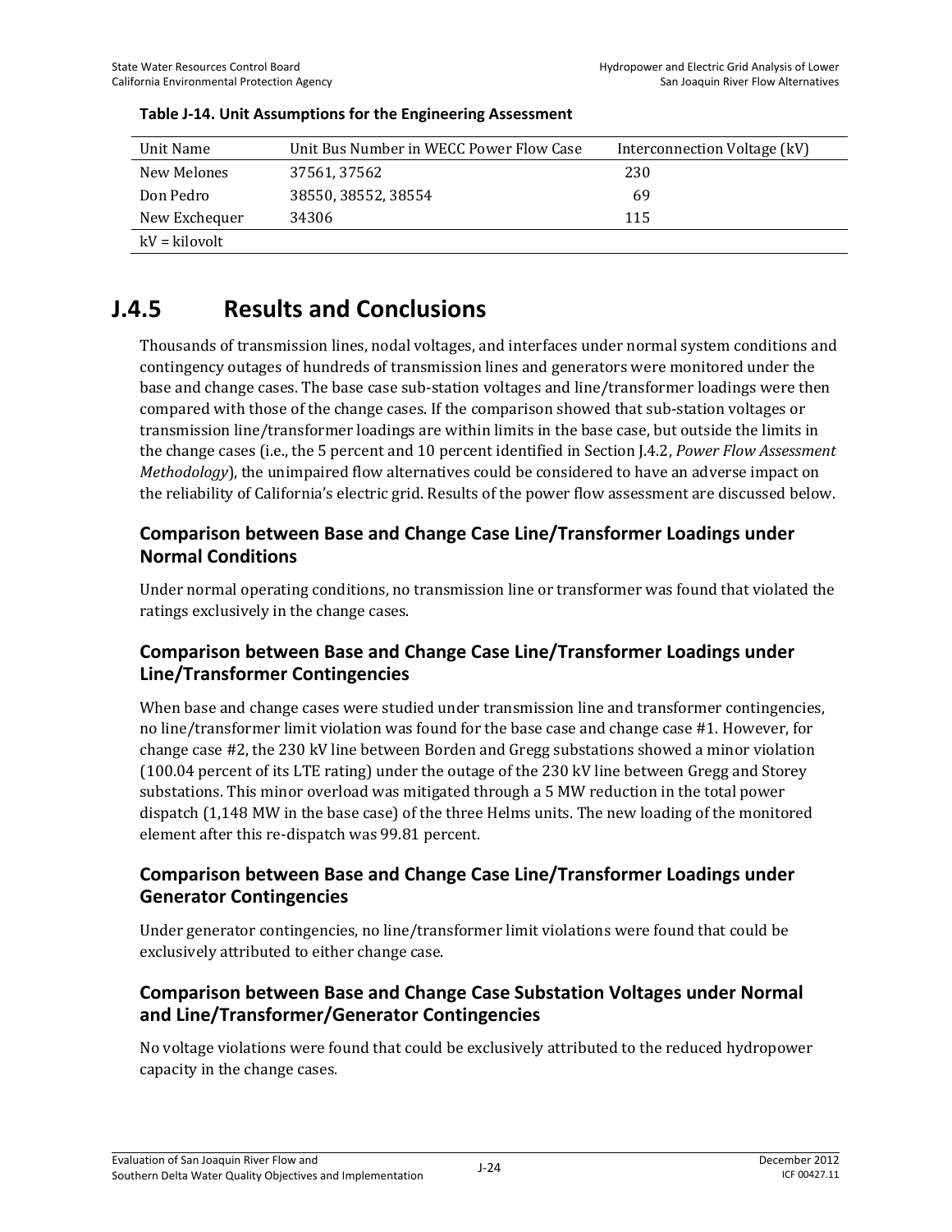**Table J-14. Unit Assumptions for the Engineering Assessment**

| Unit Name | Unit Bus Number in WECC Power Flow Case | Interconnection Voltage (kV) |
|---|---|---|
| New Melones | 37561, 37562 | 230 |
| Don Pedro | 38550, 38552, 38554 | 69 |
| New Exchequer | 34306 | 115 |
| kV = kilovolt | | |

# J.4.5 Results and Conclusions

Thousands of transmission lines, nodal voltages, and interfaces under normal system conditions and contingency outages of hundreds of transmission lines and generators were monitored under the base and change cases. The base case sub-station voltages and line/transformer loadings were then compared with those of the change cases. If the comparison showed that sub-station voltages or transmission line/transformer loadings are within limits in the base case, but outside the limits in the change cases (i.e., the 5 percent and 10 percent identified in Section J.4.2, *Power Flow Assessment Methodology*), the unimpaired flow alternatives could be considered to have an adverse impact on the reliability of California's electric grid. Results of the power flow assessment are discussed below.

## Comparison between Base and Change Case Line/Transformer Loadings under Normal Conditions

Under normal operating conditions, no transmission line or transformer was found that violated the ratings exclusively in the change cases.

## Comparison between Base and Change Case Line/Transformer Loadings under Line/Transformer Contingencies

When base and change cases were studied under transmission line and transformer contingencies, no line/transformer limit violation was found for the base case and change case #1. However, for change case #2, the 230 kV line between Borden and Gregg substations showed a minor violation (100.04 percent of its LTE rating) under the outage of the 230 kV line between Gregg and Storey substations. This minor overload was mitigated through a 5 MW reduction in the total power dispatch (1,148 MW in the base case) of the three Helms units. The new loading of the monitored element after this re-dispatch was 99.81 percent.

## Comparison between Base and Change Case Line/Transformer Loadings under Generator Contingencies

Under generator contingencies, no line/transformer limit violations were found that could be exclusively attributed to either change case.

## Comparison between Base and Change Case Substation Voltages under Normal and Line/Transformer/Generator Contingencies

No voltage violations were found that could be exclusively attributed to the reduced hydropower capacity in the change cases.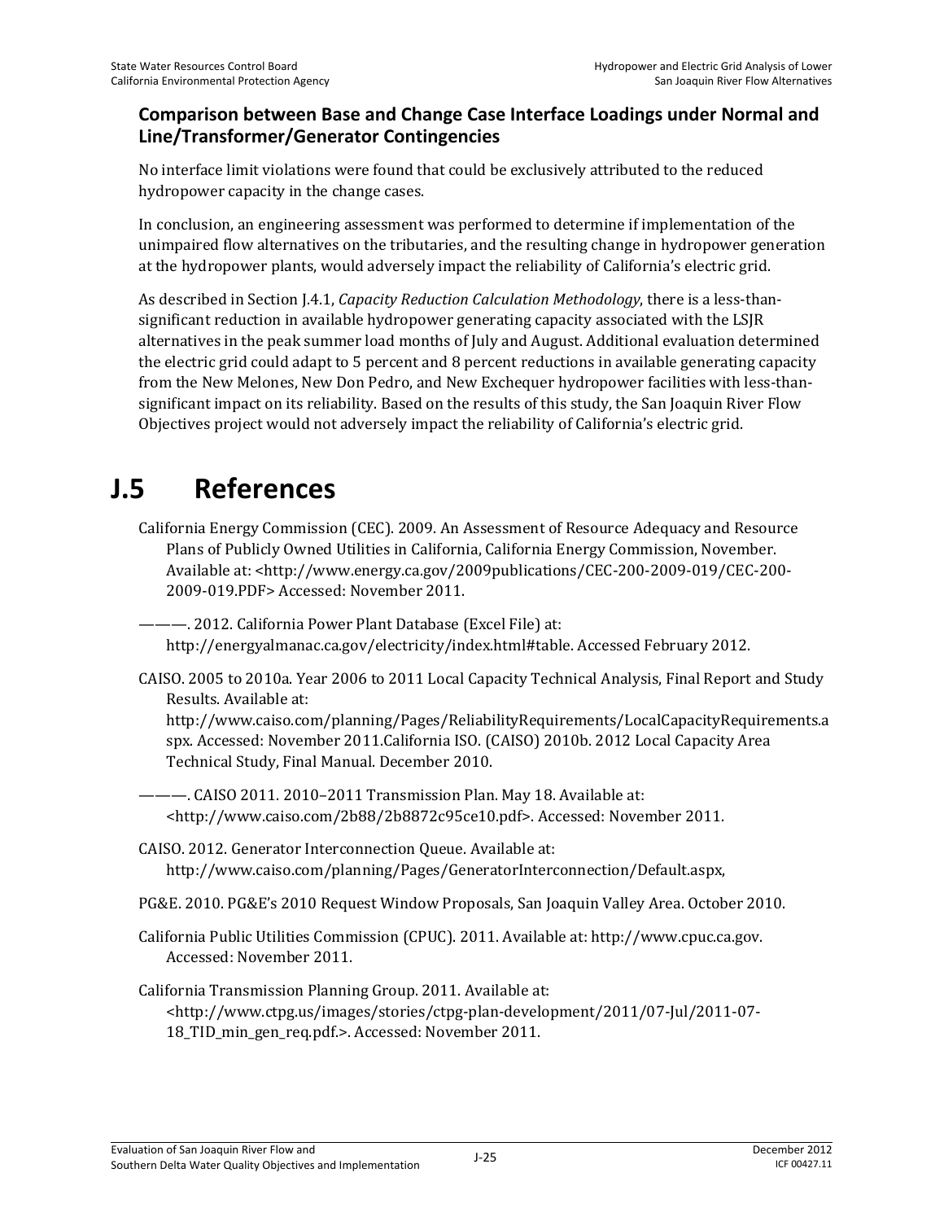### Comparison between Base and Change Case Interface Loadings under Normal and Line/Transformer/Generator Contingencies

No interface limit violations were found that could be exclusively attributed to the reduced hydropower capacity in the change cases.

In conclusion, an engineering assessment was performed to determine if implementation of the unimpaired flow alternatives on the tributaries, and the resulting change in hydropower generation at the hydropower plants, would adversely impact the reliability of California's electric grid.

As described in Section J.4.1, *Capacity Reduction Calculation Methodology*, there is a less-than-significant reduction in available hydropower generating capacity associated with the LSJR alternatives in the peak summer load months of July and August. Additional evaluation determined the electric grid could adapt to 5 percent and 8 percent reductions in available generating capacity from the New Melones, New Don Pedro, and New Exchequer hydropower facilities with less-than-significant impact on its reliability. Based on the results of this study, the San Joaquin River Flow Objectives project would not adversely impact the reliability of California's electric grid.

# J.5 References

California Energy Commission (CEC). 2009. An Assessment of Resource Adequacy and Resource Plans of Publicly Owned Utilities in California, California Energy Commission, November. Available at: <http://www.energy.ca.gov/2009publications/CEC-200-2009-019/CEC-200-2009-019.PDF> Accessed: November 2011.

———. 2012. California Power Plant Database (Excel File) at: http://energyalmanac.ca.gov/electricity/index.html#table. Accessed February 2012.

CAISO. 2005 to 2010a. Year 2006 to 2011 Local Capacity Technical Analysis, Final Report and Study Results. Available at: http://www.caiso.com/planning/Pages/ReliabilityRequirements/LocalCapacityRequirements.aspx. Accessed: November 2011.California ISO. (CAISO) 2010b. 2012 Local Capacity Area Technical Study, Final Manual. December 2010.

———. CAISO 2011. 2010–2011 Transmission Plan. May 18. Available at: <http://www.caiso.com/2b88/2b8872c95ce10.pdf>. Accessed: November 2011.

CAISO. 2012. Generator Interconnection Queue. Available at: http://www.caiso.com/planning/Pages/GeneratorInterconnection/Default.aspx,

PG&E. 2010. PG&E's 2010 Request Window Proposals, San Joaquin Valley Area. October 2010.

California Public Utilities Commission (CPUC). 2011. Available at: http://www.cpuc.ca.gov. Accessed: November 2011.

California Transmission Planning Group. 2011. Available at: <http://www.ctpg.us/images/stories/ctpg-plan-development/2011/07-Jul/2011-07-18_TID_min_gen_req.pdf.>. Accessed: November 2011.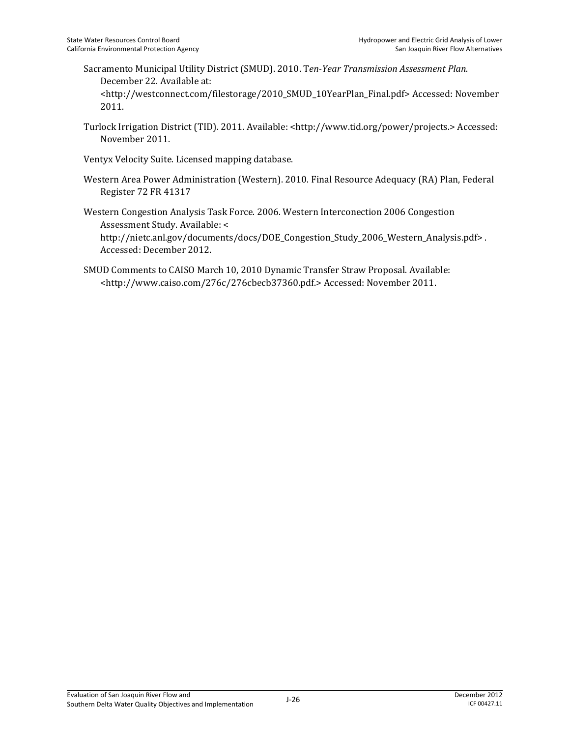Sacramento Municipal Utility District (SMUD). 2010. T*en-Year Transmission Assessment Plan*. December 22. Available at: <http://westconnect.com/filestorage/2010_SMUD_10YearPlan_Final.pdf> Accessed: November 2011.

Turlock Irrigation District (TID). 2011. Available: <http://www.tid.org/power/projects.> Accessed: November 2011.

Ventyx Velocity Suite. Licensed mapping database.

Western Area Power Administration (Western). 2010. Final Resource Adequacy (RA) Plan, Federal Register 72 FR 41317

Western Congestion Analysis Task Force. 2006. Western Interconection 2006 Congestion Assessment Study. Available: < http://nietc.anl.gov/documents/docs/DOE_Congestion_Study_2006_Western_Analysis.pdf> . Accessed: December 2012.

SMUD Comments to CAISO March 10, 2010 Dynamic Transfer Straw Proposal. Available: <http://www.caiso.com/276c/276cbecb37360.pdf.> Accessed: November 2011.